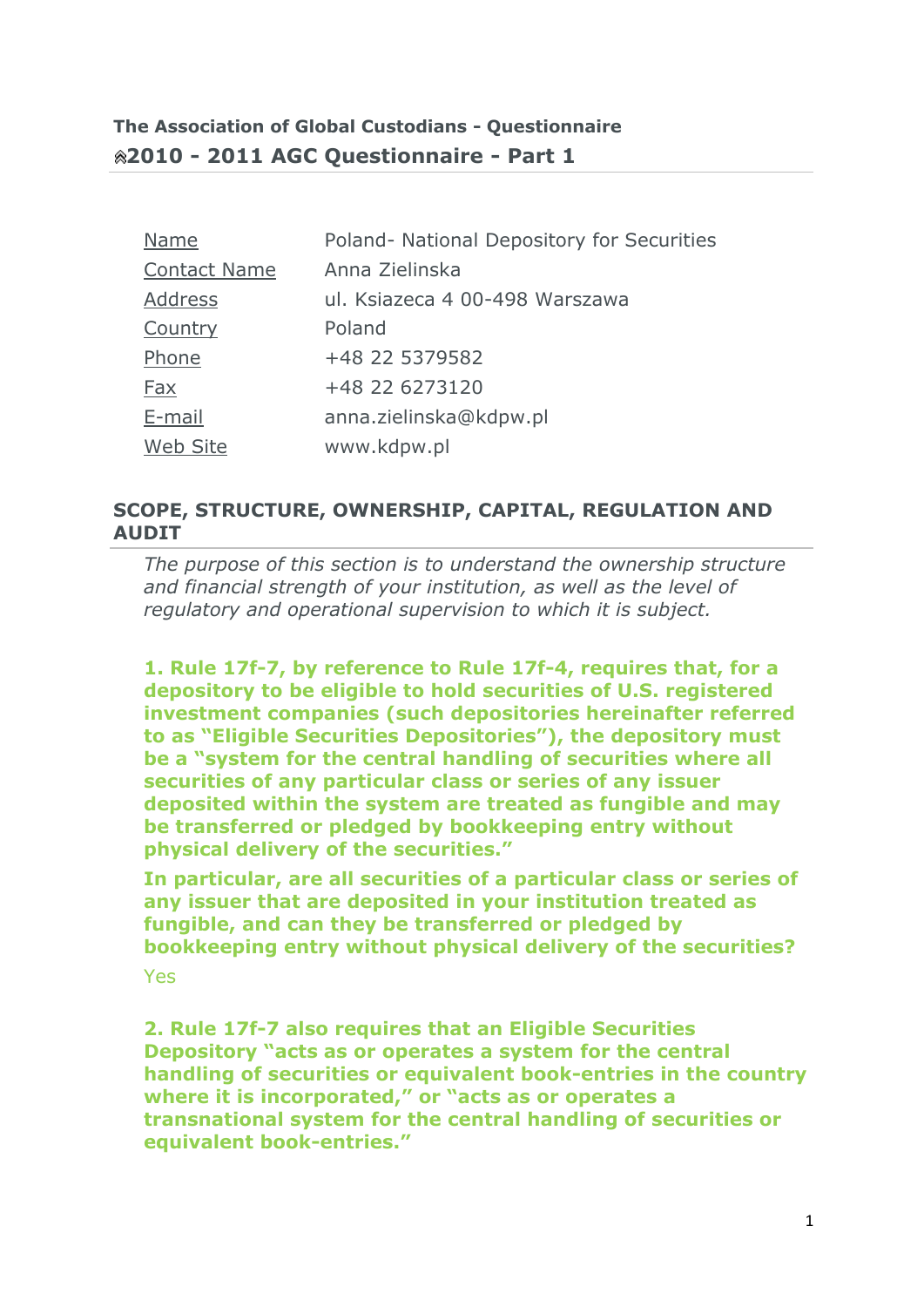**The Association of Global Custodians - Questionnaire**

## 2010 - 2011 AGC Questionnaire - Part 1

| | |
|---|---|
| Name | Poland- National Depository for Securities |
| Contact Name | Anna Zielinska |
| Address | ul. Ksiazeca 4 00-498 Warszawa |
| Country | Poland |
| Phone | +48 22 5379582 |
| Fax | +48 22 6273120 |
| E-mail | anna.zielinska@kdpw.pl |
| Web Site | www.kdpw.pl |

### SCOPE, STRUCTURE, OWNERSHIP, CAPITAL, REGULATION AND AUDIT

*The purpose of this section is to understand the ownership structure and financial strength of your institution, as well as the level of regulatory and operational supervision to which it is subject.*

**1. Rule 17f-7, by reference to Rule 17f-4, requires that, for a depository to be eligible to hold securities of U.S. registered investment companies (such depositories hereinafter referred to as "Eligible Securities Depositories"), the depository must be a "system for the central handling of securities where all securities of any particular class or series of any issuer deposited within the system are treated as fungible and may be transferred or pledged by bookkeeping entry without physical delivery of the securities."**

**In particular, are all securities of a particular class or series of any issuer that are deposited in your institution treated as fungible, and can they be transferred or pledged by bookkeeping entry without physical delivery of the securities?**

Yes

**2. Rule 17f-7 also requires that an Eligible Securities Depository "acts as or operates a system for the central handling of securities or equivalent book-entries in the country where it is incorporated," or "acts as or operates a transnational system for the central handling of securities or equivalent book-entries."**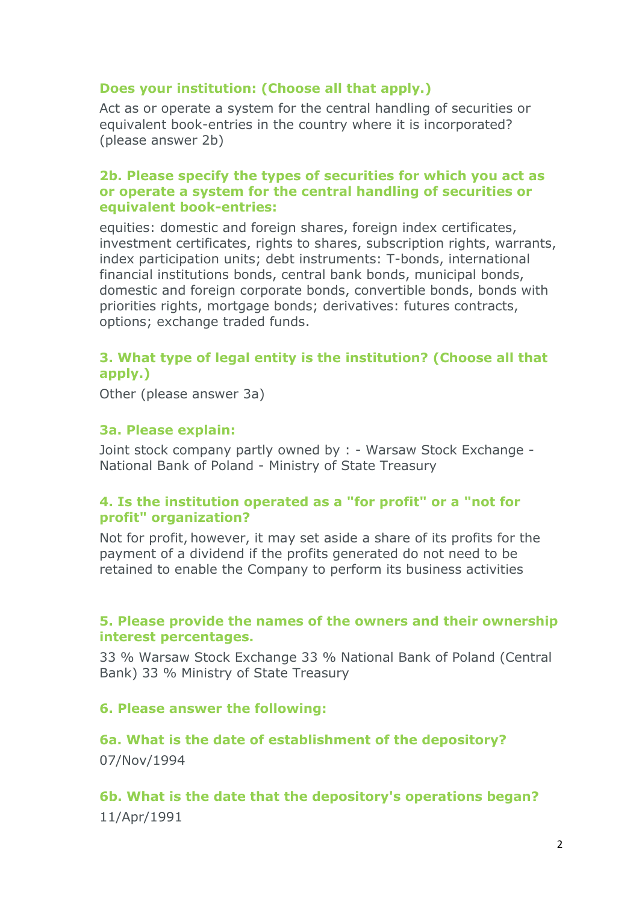### Does your institution: (Choose all that apply.)

Act as or operate a system for the central handling of securities or equivalent book-entries in the country where it is incorporated? (please answer 2b)

### 2b. Please specify the types of securities for which you act as or operate a system for the central handling of securities or equivalent book-entries:

equities: domestic and foreign shares, foreign index certificates, investment certificates, rights to shares, subscription rights, warrants, index participation units; debt instruments: T-bonds, international financial institutions bonds, central bank bonds, municipal bonds, domestic and foreign corporate bonds, convertible bonds, bonds with priorities rights, mortgage bonds; derivatives: futures contracts, options; exchange traded funds.

### 3. What type of legal entity is the institution? (Choose all that apply.)

Other (please answer 3a)

### 3a. Please explain:

Joint stock company partly owned by : - Warsaw Stock Exchange - National Bank of Poland - Ministry of State Treasury

### 4. Is the institution operated as a "for profit" or a "not for profit" organization?

Not for profit, however, it may set aside a share of its profits for the payment of a dividend if the profits generated do not need to be retained to enable the Company to perform its business activities

### 5. Please provide the names of the owners and their ownership interest percentages.

33 % Warsaw Stock Exchange 33 % National Bank of Poland (Central Bank) 33 % Ministry of State Treasury

### 6. Please answer the following:

### 6a. What is the date of establishment of the depository?

07/Nov/1994

### 6b. What is the date that the depository's operations began?

11/Apr/1991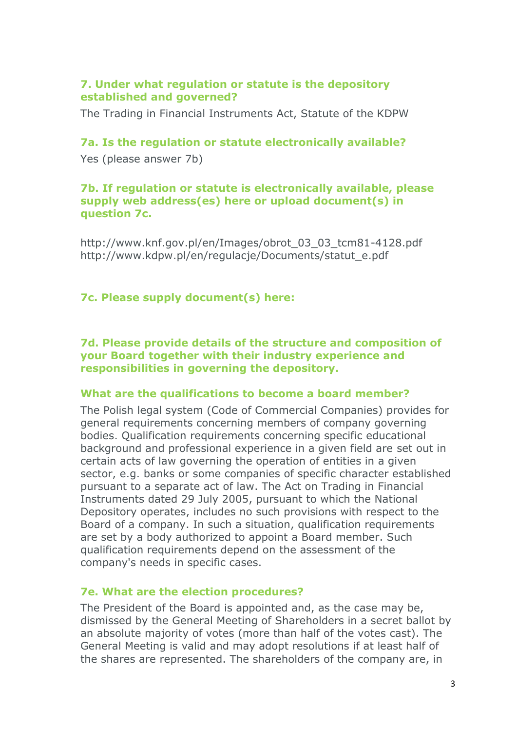### 7. Under what regulation or statute is the depository established and governed?

The Trading in Financial Instruments Act, Statute of the KDPW

### 7a. Is the regulation or statute electronically available?

Yes (please answer 7b)

### 7b. If regulation or statute is electronically available, please supply web address(es) here or upload document(s) in question 7c.

http://www.knf.gov.pl/en/Images/obrot_03_03_tcm81-4128.pdf
http://www.kdpw.pl/en/regulacje/Documents/statut_e.pdf

### 7c. Please supply document(s) here:

### 7d. Please provide details of the structure and composition of your Board together with their industry experience and responsibilities in governing the depository.

### What are the qualifications to become a board member?

The Polish legal system (Code of Commercial Companies) provides for general requirements concerning members of company governing bodies. Qualification requirements concerning specific educational background and professional experience in a given field are set out in certain acts of law governing the operation of entities in a given sector, e.g. banks or some companies of specific character established pursuant to a separate act of law. The Act on Trading in Financial Instruments dated 29 July 2005, pursuant to which the National Depository operates, includes no such provisions with respect to the Board of a company. In such a situation, qualification requirements are set by a body authorized to appoint a Board member. Such qualification requirements depend on the assessment of the company's needs in specific cases.

### 7e. What are the election procedures?

The President of the Board is appointed and, as the case may be, dismissed by the General Meeting of Shareholders in a secret ballot by an absolute majority of votes (more than half of the votes cast). The General Meeting is valid and may adopt resolutions if at least half of the shares are represented. The shareholders of the company are, in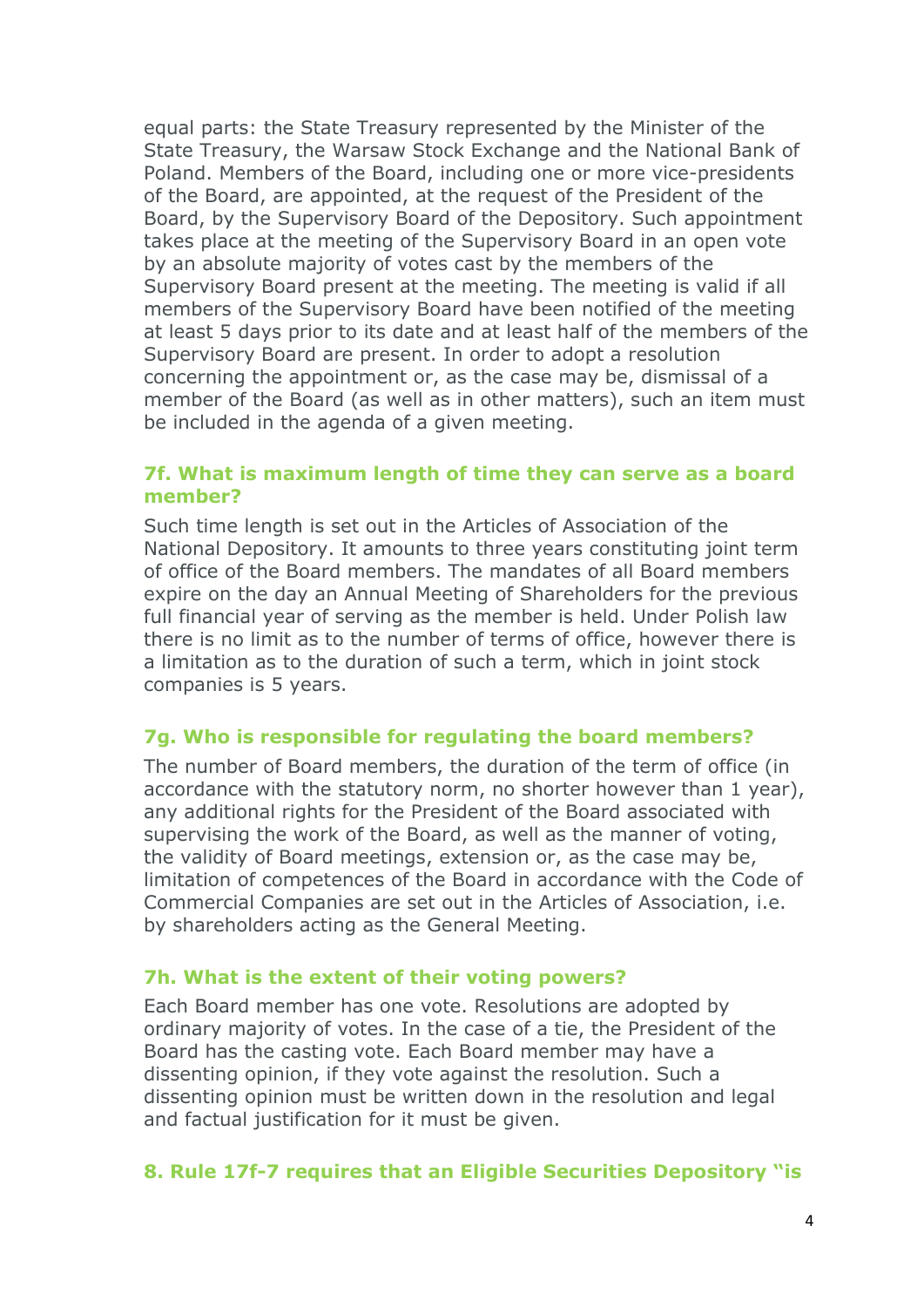equal parts: the State Treasury represented by the Minister of the State Treasury, the Warsaw Stock Exchange and the National Bank of Poland. Members of the Board, including one or more vice-presidents of the Board, are appointed, at the request of the President of the Board, by the Supervisory Board of the Depository. Such appointment takes place at the meeting of the Supervisory Board in an open vote by an absolute majority of votes cast by the members of the Supervisory Board present at the meeting. The meeting is valid if all members of the Supervisory Board have been notified of the meeting at least 5 days prior to its date and at least half of the members of the Supervisory Board are present. In order to adopt a resolution concerning the appointment or, as the case may be, dismissal of a member of the Board (as well as in other matters), such an item must be included in the agenda of a given meeting.

### 7f. What is maximum length of time they can serve as a board member?

Such time length is set out in the Articles of Association of the National Depository. It amounts to three years constituting joint term of office of the Board members. The mandates of all Board members expire on the day an Annual Meeting of Shareholders for the previous full financial year of serving as the member is held. Under Polish law there is no limit as to the number of terms of office, however there is a limitation as to the duration of such a term, which in joint stock companies is 5 years.

### 7g. Who is responsible for regulating the board members?

The number of Board members, the duration of the term of office (in accordance with the statutory norm, no shorter however than 1 year), any additional rights for the President of the Board associated with supervising the work of the Board, as well as the manner of voting, the validity of Board meetings, extension or, as the case may be, limitation of competences of the Board in accordance with the Code of Commercial Companies are set out in the Articles of Association, i.e. by shareholders acting as the General Meeting.

### 7h. What is the extent of their voting powers?

Each Board member has one vote. Resolutions are adopted by ordinary majority of votes. In the case of a tie, the President of the Board has the casting vote. Each Board member may have a dissenting opinion, if they vote against the resolution. Such a dissenting opinion must be written down in the resolution and legal and factual justification for it must be given.

### 8. Rule 17f-7 requires that an Eligible Securities Depository "is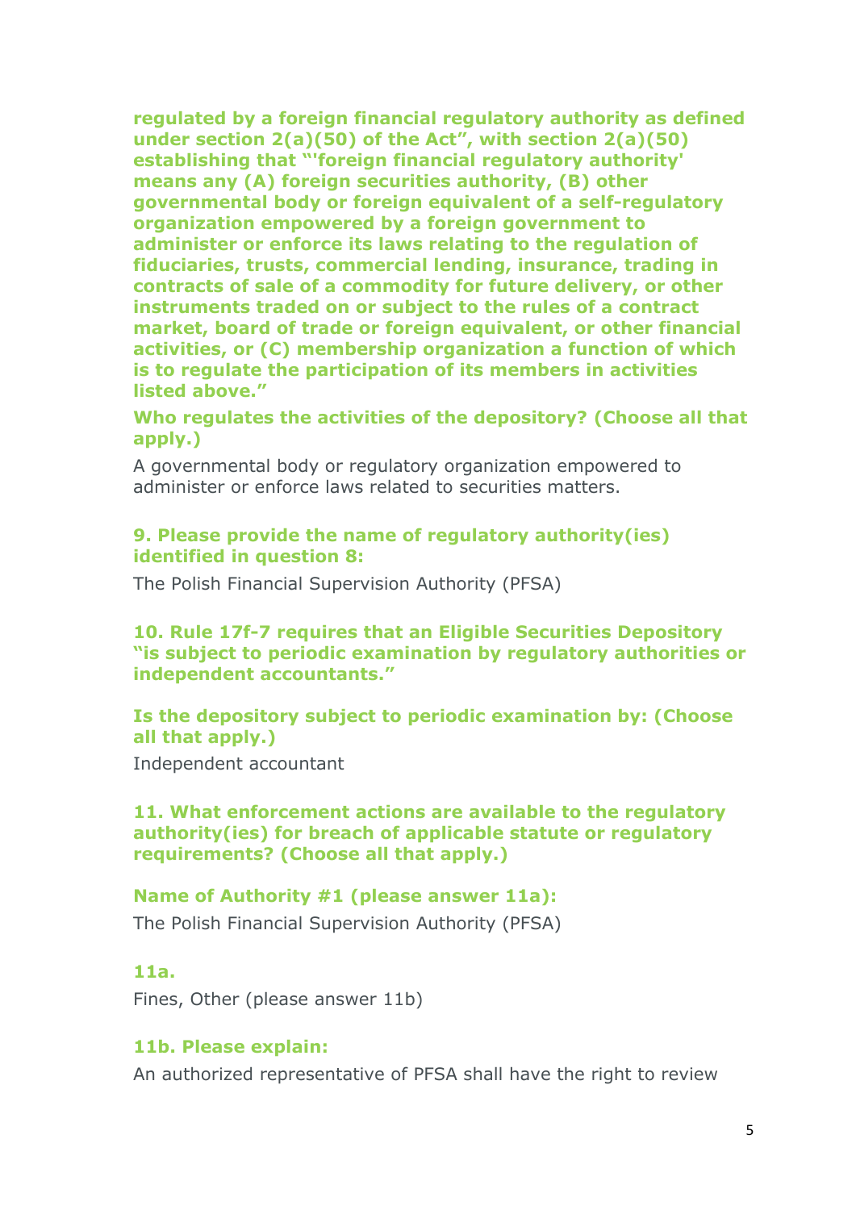**regulated by a foreign financial regulatory authority as defined under section 2(a)(50) of the Act", with section 2(a)(50) establishing that "'foreign financial regulatory authority' means any (A) foreign securities authority, (B) other governmental body or foreign equivalent of a self-regulatory organization empowered by a foreign government to administer or enforce its laws relating to the regulation of fiduciaries, trusts, commercial lending, insurance, trading in contracts of sale of a commodity for future delivery, or other instruments traded on or subject to the rules of a contract market, board of trade or foreign equivalent, or other financial activities, or (C) membership organization a function of which is to regulate the participation of its members in activities listed above."**

**Who regulates the activities of the depository? (Choose all that apply.)**

A governmental body or regulatory organization empowered to administer or enforce laws related to securities matters.

**9. Please provide the name of regulatory authority(ies) identified in question 8:**

The Polish Financial Supervision Authority (PFSA)

**10. Rule 17f-7 requires that an Eligible Securities Depository "is subject to periodic examination by regulatory authorities or independent accountants."**

**Is the depository subject to periodic examination by: (Choose all that apply.)**

Independent accountant

**11. What enforcement actions are available to the regulatory authority(ies) for breach of applicable statute or regulatory requirements? (Choose all that apply.)**

**Name of Authority #1 (please answer 11a):**

The Polish Financial Supervision Authority (PFSA)

**11a.**

Fines, Other (please answer 11b)

**11b. Please explain:**

An authorized representative of PFSA shall have the right to review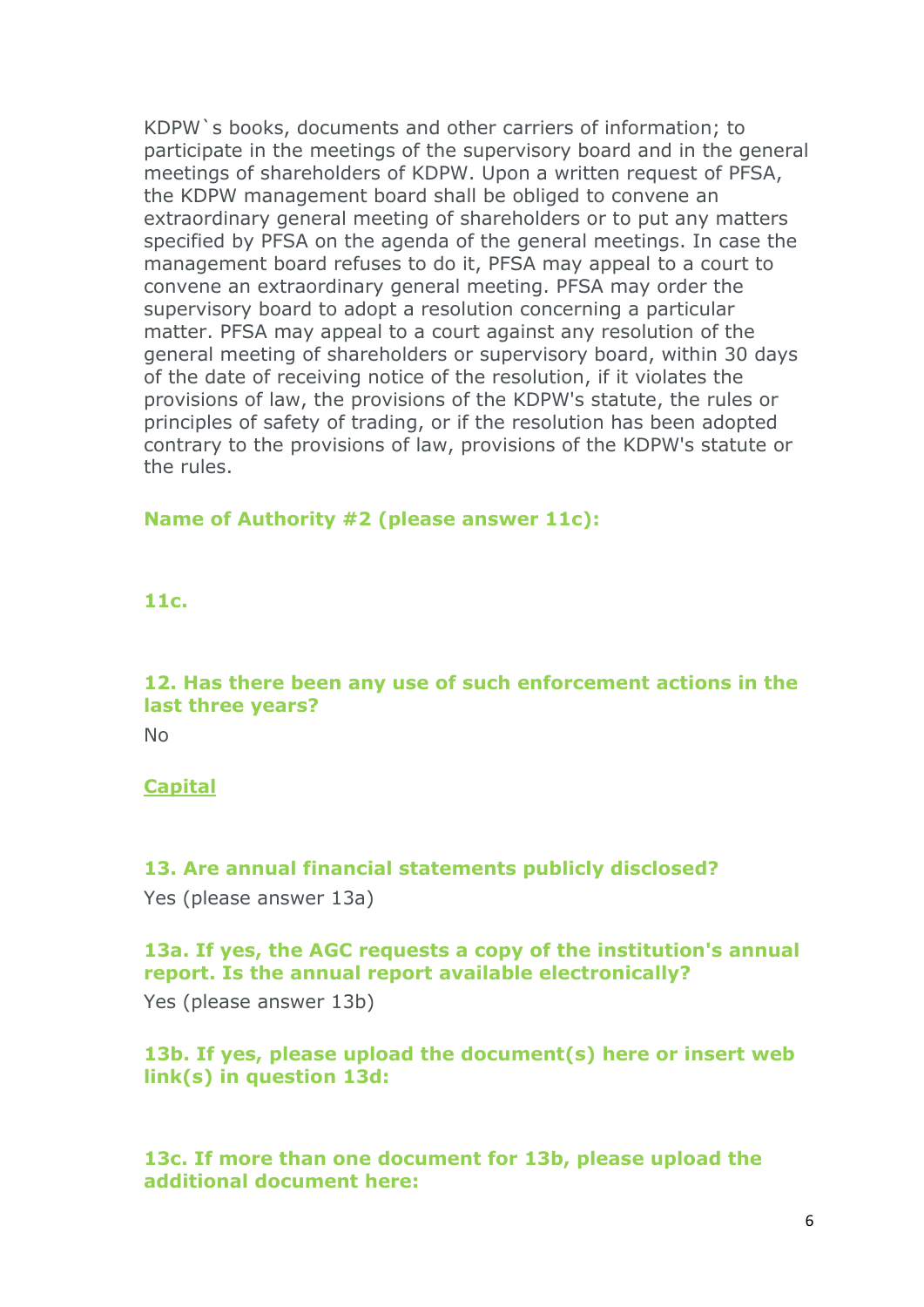KDPW`s books, documents and other carriers of information; to participate in the meetings of the supervisory board and in the general meetings of shareholders of KDPW. Upon a written request of PFSA, the KDPW management board shall be obliged to convene an extraordinary general meeting of shareholders or to put any matters specified by PFSA on the agenda of the general meetings. In case the management board refuses to do it, PFSA may appeal to a court to convene an extraordinary general meeting. PFSA may order the supervisory board to adopt a resolution concerning a particular matter. PFSA may appeal to a court against any resolution of the general meeting of shareholders or supervisory board, within 30 days of the date of receiving notice of the resolution, if it violates the provisions of law, the provisions of the KDPW's statute, the rules or principles of safety of trading, or if the resolution has been adopted contrary to the provisions of law, provisions of the KDPW's statute or the rules.

**Name of Authority #2 (please answer 11c):**

**11c.**

**12. Has there been any use of such enforcement actions in the last three years?**

No

**Capital**

**13. Are annual financial statements publicly disclosed?**

Yes (please answer 13a)

**13a. If yes, the AGC requests a copy of the institution's annual report. Is the annual report available electronically?**

Yes (please answer 13b)

**13b. If yes, please upload the document(s) here or insert web link(s) in question 13d:**

**13c. If more than one document for 13b, please upload the additional document here:**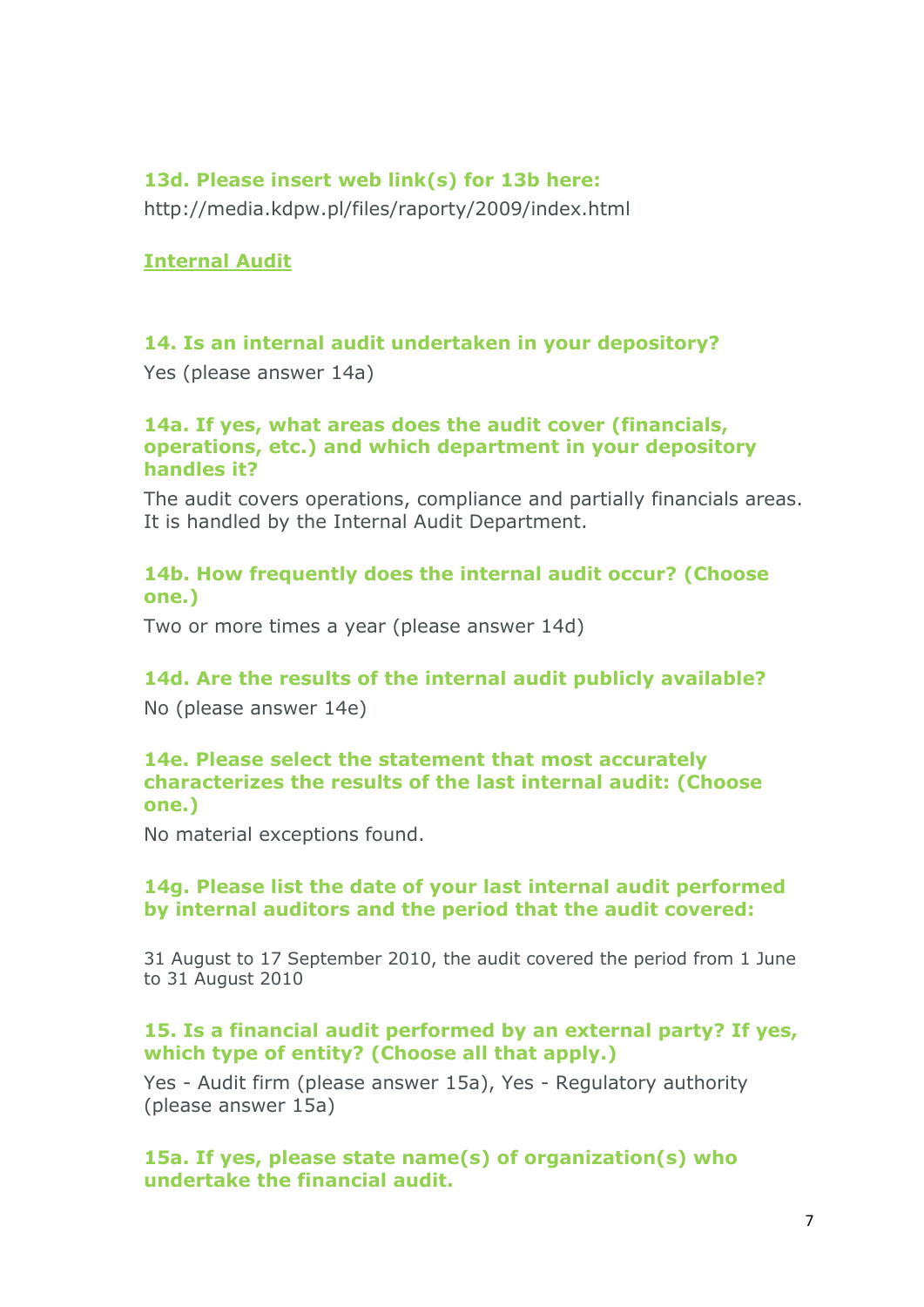**13d. Please insert web link(s) for 13b here:**

http://media.kdpw.pl/files/raporty/2009/index.html

## Internal Audit

**14. Is an internal audit undertaken in your depository?**

Yes (please answer 14a)

**14a. If yes, what areas does the audit cover (financials, operations, etc.) and which department in your depository handles it?**

The audit covers operations, compliance and partially financials areas. It is handled by the Internal Audit Department.

**14b. How frequently does the internal audit occur? (Choose one.)**

Two or more times a year (please answer 14d)

**14d. Are the results of the internal audit publicly available?**

No (please answer 14e)

**14e. Please select the statement that most accurately characterizes the results of the last internal audit: (Choose one.)**

No material exceptions found.

**14g. Please list the date of your last internal audit performed by internal auditors and the period that the audit covered:**

31 August to 17 September 2010, the audit covered the period from 1 June to 31 August 2010

**15. Is a financial audit performed by an external party? If yes, which type of entity? (Choose all that apply.)**

Yes - Audit firm (please answer 15a), Yes - Regulatory authority (please answer 15a)

**15a. If yes, please state name(s) of organization(s) who undertake the financial audit.**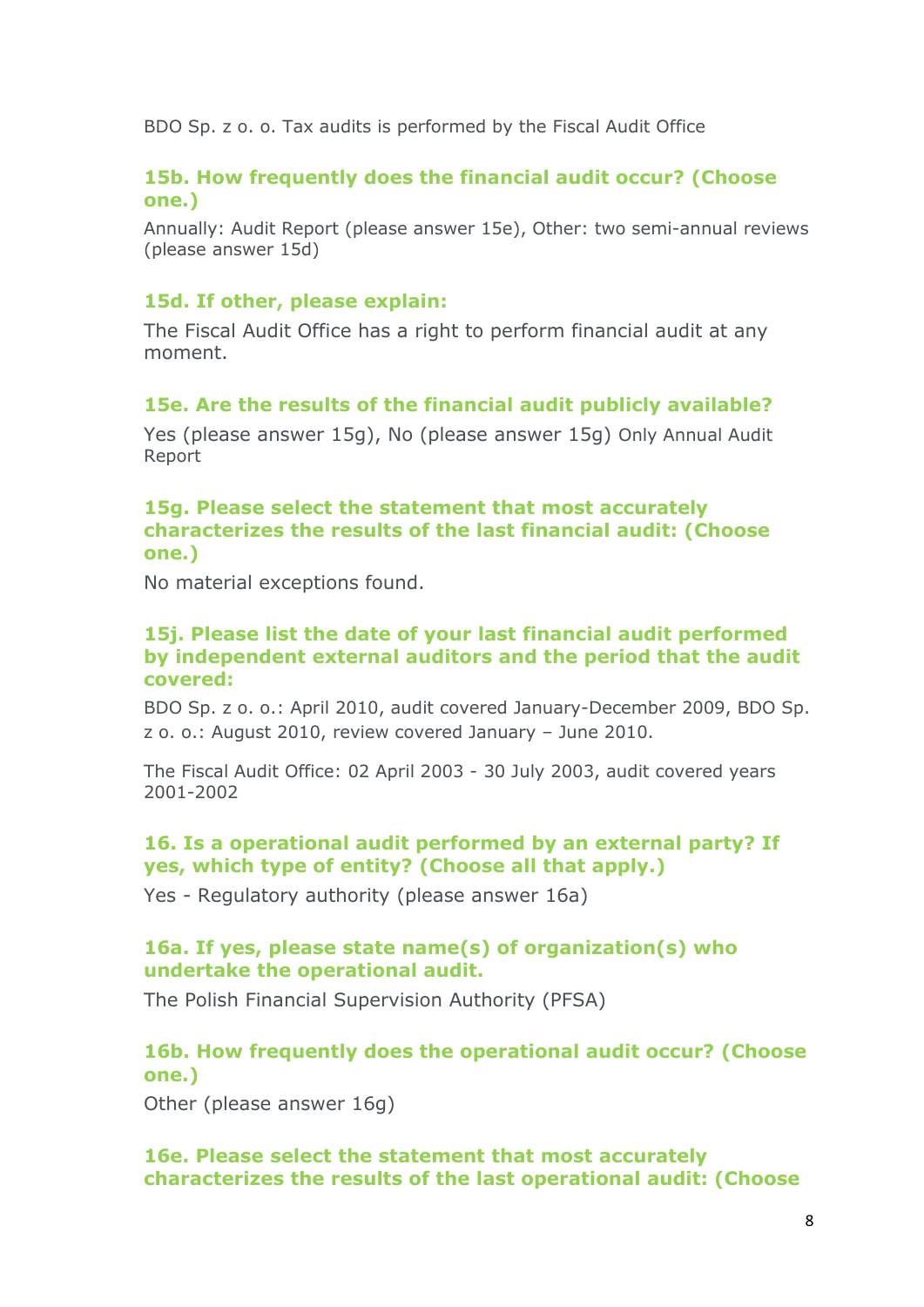BDO Sp. z o. o. Tax audits is performed by the Fiscal Audit Office

### 15b. How frequently does the financial audit occur? (Choose one.)

Annually: Audit Report (please answer 15e), Other: two semi-annual reviews (please answer 15d)

### 15d. If other, please explain:

The Fiscal Audit Office has a right to perform financial audit at any moment.

### 15e. Are the results of the financial audit publicly available?

Yes (please answer 15g), No (please answer 15g) Only Annual Audit Report

### 15g. Please select the statement that most accurately characterizes the results of the last financial audit: (Choose one.)

No material exceptions found.

### 15j. Please list the date of your last financial audit performed by independent external auditors and the period that the audit covered:

BDO Sp. z o. o.: April 2010, audit covered January-December 2009, BDO Sp. z o. o.: August 2010, review covered January – June 2010.

The Fiscal Audit Office: 02 April 2003 - 30 July 2003, audit covered years 2001-2002

### 16. Is a operational audit performed by an external party? If yes, which type of entity? (Choose all that apply.)

Yes - Regulatory authority (please answer 16a)

### 16a. If yes, please state name(s) of organization(s) who undertake the operational audit.

The Polish Financial Supervision Authority (PFSA)

### 16b. How frequently does the operational audit occur? (Choose one.)

Other (please answer 16g)

### 16e. Please select the statement that most accurately characterizes the results of the last operational audit: (Choose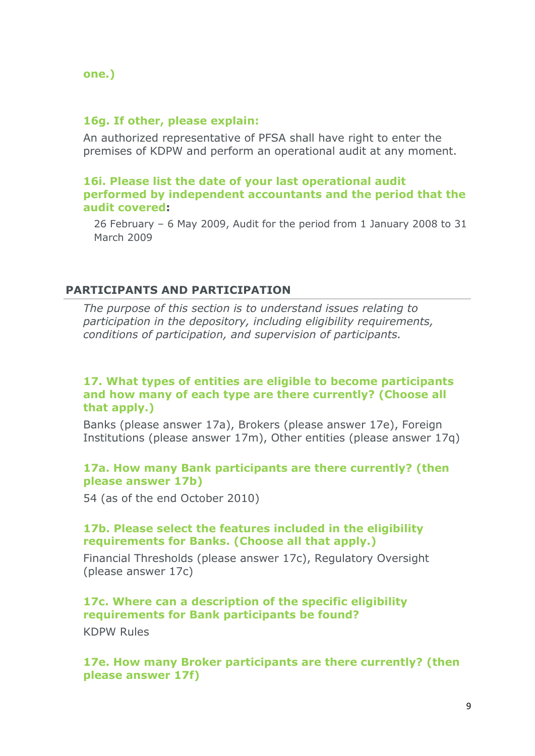**one.)**

**16g. If other, please explain:**

An authorized representative of PFSA shall have right to enter the premises of KDPW and perform an operational audit at any moment.

**16i. Please list the date of your last operational audit performed by independent accountants and the period that the audit covered:**

26 February – 6 May 2009, Audit for the period from 1 January 2008 to 31 March 2009

## PARTICIPANTS AND PARTICIPATION

*The purpose of this section is to understand issues relating to participation in the depository, including eligibility requirements, conditions of participation, and supervision of participants.*

**17. What types of entities are eligible to become participants and how many of each type are there currently? (Choose all that apply.)**

Banks (please answer 17a), Brokers (please answer 17e), Foreign Institutions (please answer 17m), Other entities (please answer 17q)

**17a. How many Bank participants are there currently? (then please answer 17b)**

54 (as of the end October 2010)

**17b. Please select the features included in the eligibility requirements for Banks. (Choose all that apply.)**

Financial Thresholds (please answer 17c), Regulatory Oversight (please answer 17c)

**17c. Where can a description of the specific eligibility requirements for Bank participants be found?**

KDPW Rules

**17e. How many Broker participants are there currently? (then please answer 17f)**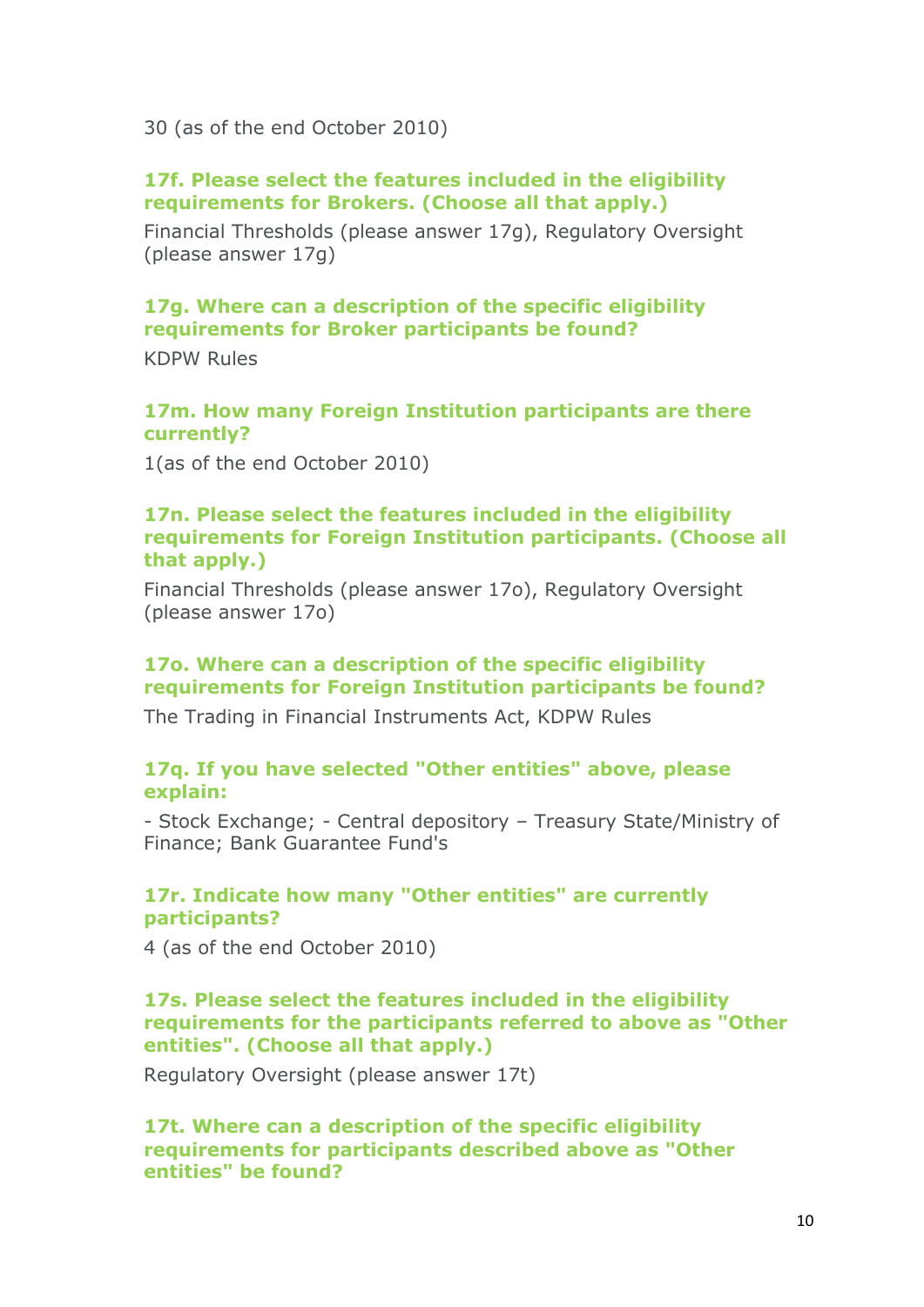30 (as of the end October 2010)

**17f. Please select the features included in the eligibility requirements for Brokers. (Choose all that apply.)**

Financial Thresholds (please answer 17g), Regulatory Oversight (please answer 17g)

**17g. Where can a description of the specific eligibility requirements for Broker participants be found?**

KDPW Rules

**17m. How many Foreign Institution participants are there currently?**

1(as of the end October 2010)

**17n. Please select the features included in the eligibility requirements for Foreign Institution participants. (Choose all that apply.)**

Financial Thresholds (please answer 17o), Regulatory Oversight (please answer 17o)

**17o. Where can a description of the specific eligibility requirements for Foreign Institution participants be found?**

The Trading in Financial Instruments Act, KDPW Rules

**17q. If you have selected "Other entities" above, please explain:**

- Stock Exchange; - Central depository – Treasury State/Ministry of Finance; Bank Guarantee Fund's

**17r. Indicate how many "Other entities" are currently participants?**

4 (as of the end October 2010)

**17s. Please select the features included in the eligibility requirements for the participants referred to above as "Other entities". (Choose all that apply.)**

Regulatory Oversight (please answer 17t)

**17t. Where can a description of the specific eligibility requirements for participants described above as "Other entities" be found?**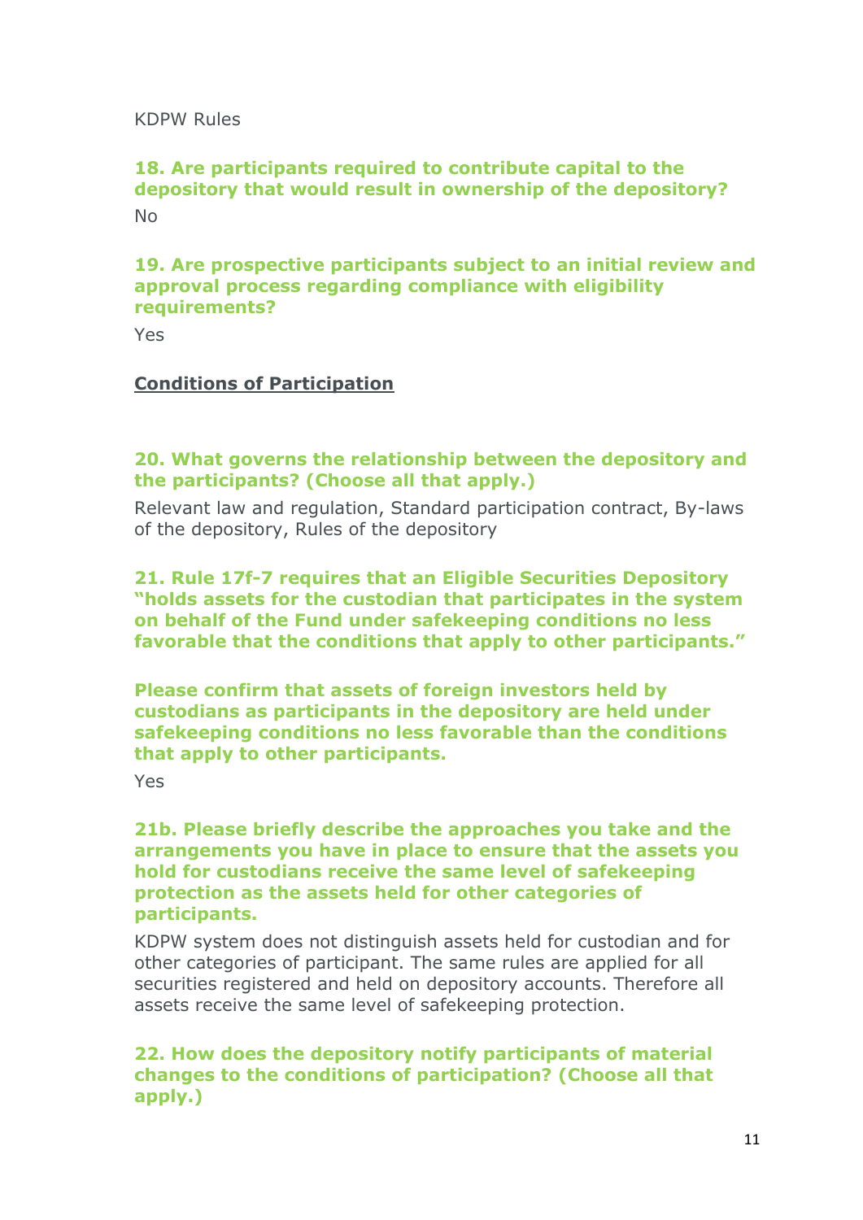KDPW Rules

**18. Are participants required to contribute capital to the depository that would result in ownership of the depository?**

No

**19. Are prospective participants subject to an initial review and approval process regarding compliance with eligibility requirements?**

Yes

## Conditions of Participation

**20. What governs the relationship between the depository and the participants? (Choose all that apply.)**

Relevant law and regulation, Standard participation contract, By-laws of the depository, Rules of the depository

**21. Rule 17f-7 requires that an Eligible Securities Depository "holds assets for the custodian that participates in the system on behalf of the Fund under safekeeping conditions no less favorable that the conditions that apply to other participants."**

**Please confirm that assets of foreign investors held by custodians as participants in the depository are held under safekeeping conditions no less favorable than the conditions that apply to other participants.**

Yes

**21b. Please briefly describe the approaches you take and the arrangements you have in place to ensure that the assets you hold for custodians receive the same level of safekeeping protection as the assets held for other categories of participants.**

KDPW system does not distinguish assets held for custodian and for other categories of participant. The same rules are applied for all securities registered and held on depository accounts. Therefore all assets receive the same level of safekeeping protection.

**22. How does the depository notify participants of material changes to the conditions of participation? (Choose all that apply.)**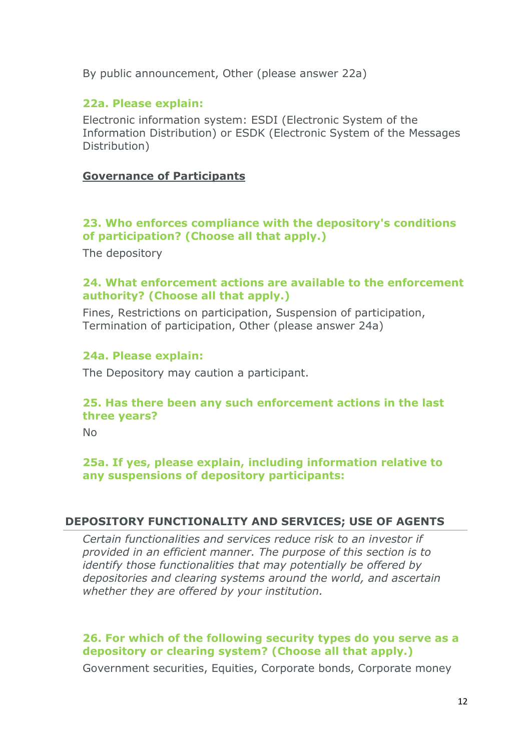By public announcement, Other (please answer 22a)

### 22a. Please explain:

Electronic information system: ESDI (Electronic System of the Information Distribution) or ESDK (Electronic System of the Messages Distribution)

**Governance of Participants**

### 23. Who enforces compliance with the depository's conditions of participation? (Choose all that apply.)

The depository

### 24. What enforcement actions are available to the enforcement authority? (Choose all that apply.)

Fines, Restrictions on participation, Suspension of participation, Termination of participation, Other (please answer 24a)

### 24a. Please explain:

The Depository may caution a participant.

### 25. Has there been any such enforcement actions in the last three years?

No

### 25a. If yes, please explain, including information relative to any suspensions of depository participants:

## DEPOSITORY FUNCTIONALITY AND SERVICES; USE OF AGENTS

*Certain functionalities and services reduce risk to an investor if provided in an efficient manner. The purpose of this section is to identify those functionalities that may potentially be offered by depositories and clearing systems around the world, and ascertain whether they are offered by your institution.*

### 26. For which of the following security types do you serve as a depository or clearing system? (Choose all that apply.)

Government securities, Equities, Corporate bonds, Corporate money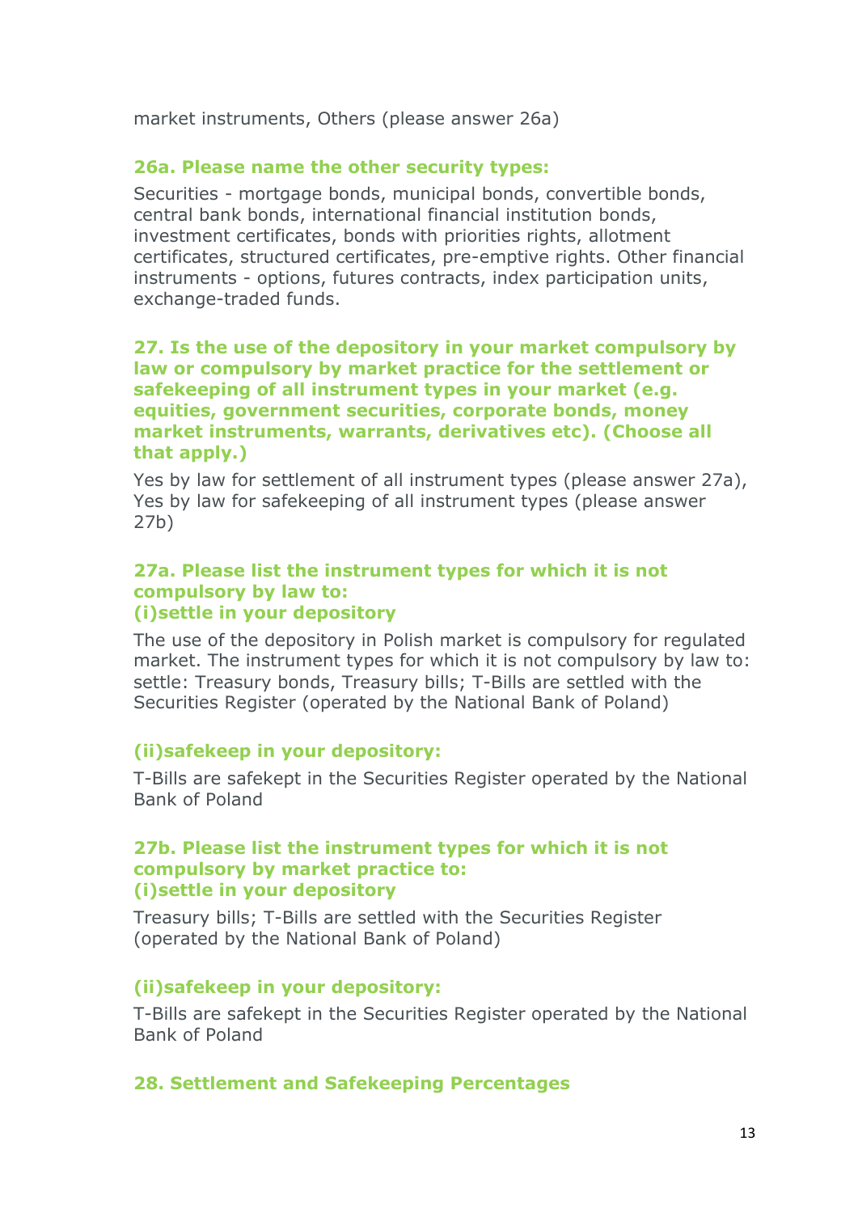market instruments, Others (please answer 26a)

### 26a. Please name the other security types:

Securities - mortgage bonds, municipal bonds, convertible bonds, central bank bonds, international financial institution bonds, investment certificates, bonds with priorities rights, allotment certificates, structured certificates, pre-emptive rights. Other financial instruments - options, futures contracts, index participation units, exchange-traded funds.

### 27. Is the use of the depository in your market compulsory by law or compulsory by market practice for the settlement or safekeeping of all instrument types in your market (e.g. equities, government securities, corporate bonds, money market instruments, warrants, derivatives etc). (Choose all that apply.)

Yes by law for settlement of all instrument types (please answer 27a), Yes by law for safekeeping of all instrument types (please answer 27b)

### 27a. Please list the instrument types for which it is not compulsory by law to: (i)settle in your depository

The use of the depository in Polish market is compulsory for regulated market. The instrument types for which it is not compulsory by law to: settle: Treasury bonds, Treasury bills; T-Bills are settled with the Securities Register (operated by the National Bank of Poland)

### (ii)safekeep in your depository:

T-Bills are safekept in the Securities Register operated by the National Bank of Poland

### 27b. Please list the instrument types for which it is not compulsory by market practice to: (i)settle in your depository

Treasury bills; T-Bills are settled with the Securities Register (operated by the National Bank of Poland)

### (ii)safekeep in your depository:

T-Bills are safekept in the Securities Register operated by the National Bank of Poland

### 28. Settlement and Safekeeping Percentages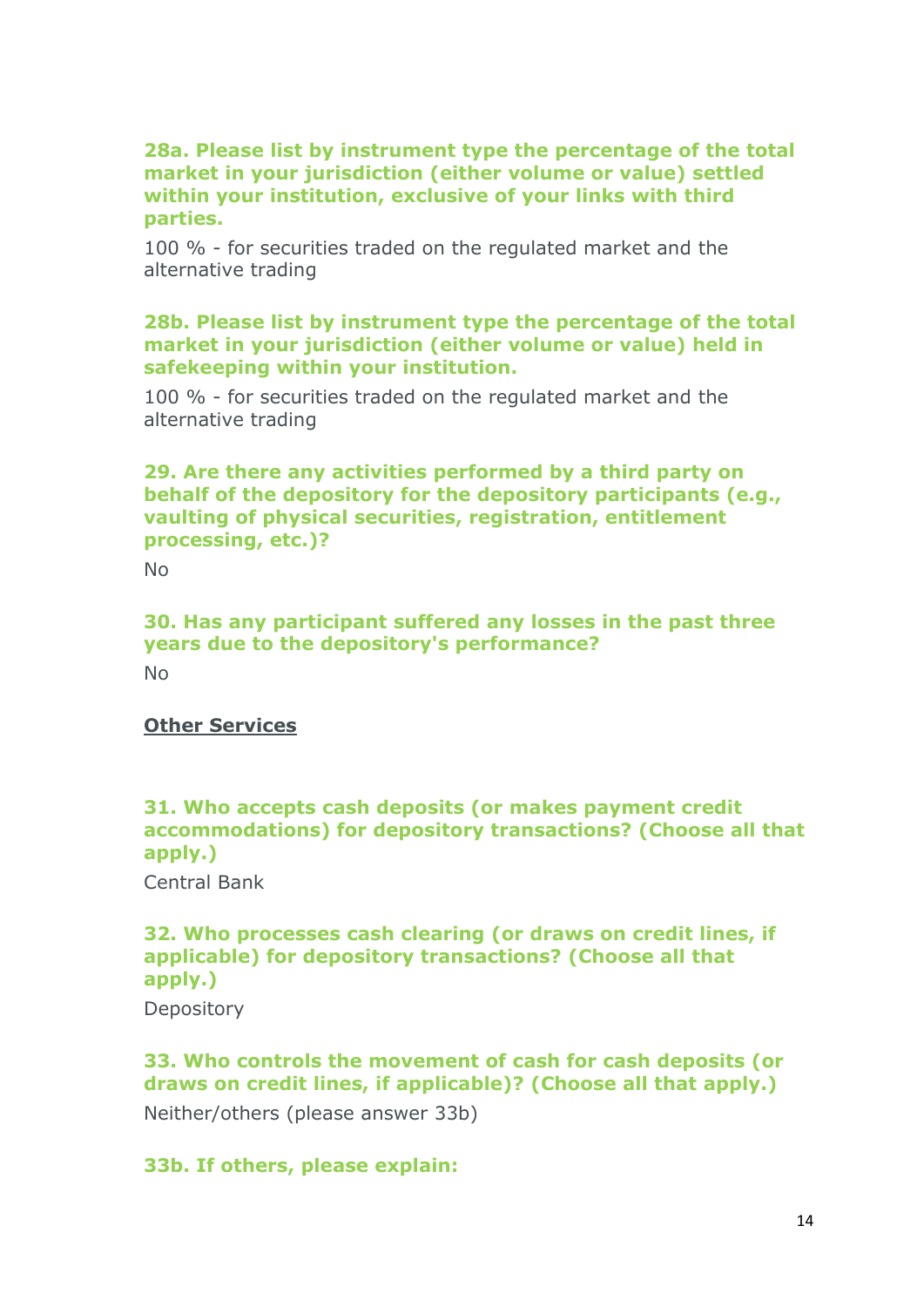**28a. Please list by instrument type the percentage of the total market in your jurisdiction (either volume or value) settled within your institution, exclusive of your links with third parties.**

100 % - for securities traded on the regulated market and the alternative trading

**28b. Please list by instrument type the percentage of the total market in your jurisdiction (either volume or value) held in safekeeping within your institution.**

100 % - for securities traded on the regulated market and the alternative trading

**29. Are there any activities performed by a third party on behalf of the depository for the depository participants (e.g., vaulting of physical securities, registration, entitlement processing, etc.)?**

No

**30. Has any participant suffered any losses in the past three years due to the depository's performance?**

No

## Other Services

**31. Who accepts cash deposits (or makes payment credit accommodations) for depository transactions? (Choose all that apply.)**

Central Bank

**32. Who processes cash clearing (or draws on credit lines, if applicable) for depository transactions? (Choose all that apply.)**

Depository

**33. Who controls the movement of cash for cash deposits (or draws on credit lines, if applicable)? (Choose all that apply.)**

Neither/others (please answer 33b)

**33b. If others, please explain:**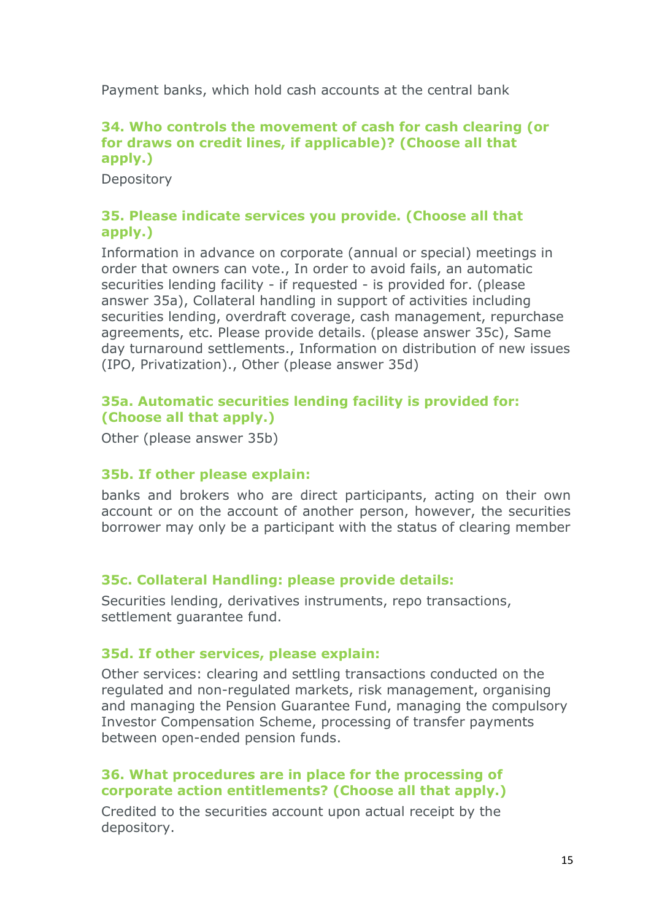Payment banks, which hold cash accounts at the central bank

### 34. Who controls the movement of cash for cash clearing (or for draws on credit lines, if applicable)? (Choose all that apply.)

Depository

### 35. Please indicate services you provide. (Choose all that apply.)

Information in advance on corporate (annual or special) meetings in order that owners can vote., In order to avoid fails, an automatic securities lending facility - if requested - is provided for. (please answer 35a), Collateral handling in support of activities including securities lending, overdraft coverage, cash management, repurchase agreements, etc. Please provide details. (please answer 35c), Same day turnaround settlements., Information on distribution of new issues (IPO, Privatization)., Other (please answer 35d)

### 35a. Automatic securities lending facility is provided for: (Choose all that apply.)

Other (please answer 35b)

### 35b. If other please explain:

banks and brokers who are direct participants, acting on their own account or on the account of another person, however, the securities borrower may only be a participant with the status of clearing member

### 35c. Collateral Handling: please provide details:

Securities lending, derivatives instruments, repo transactions, settlement guarantee fund.

### 35d. If other services, please explain:

Other services: clearing and settling transactions conducted on the regulated and non-regulated markets, risk management, organising and managing the Pension Guarantee Fund, managing the compulsory Investor Compensation Scheme, processing of transfer payments between open-ended pension funds.

### 36. What procedures are in place for the processing of corporate action entitlements? (Choose all that apply.)

Credited to the securities account upon actual receipt by the depository.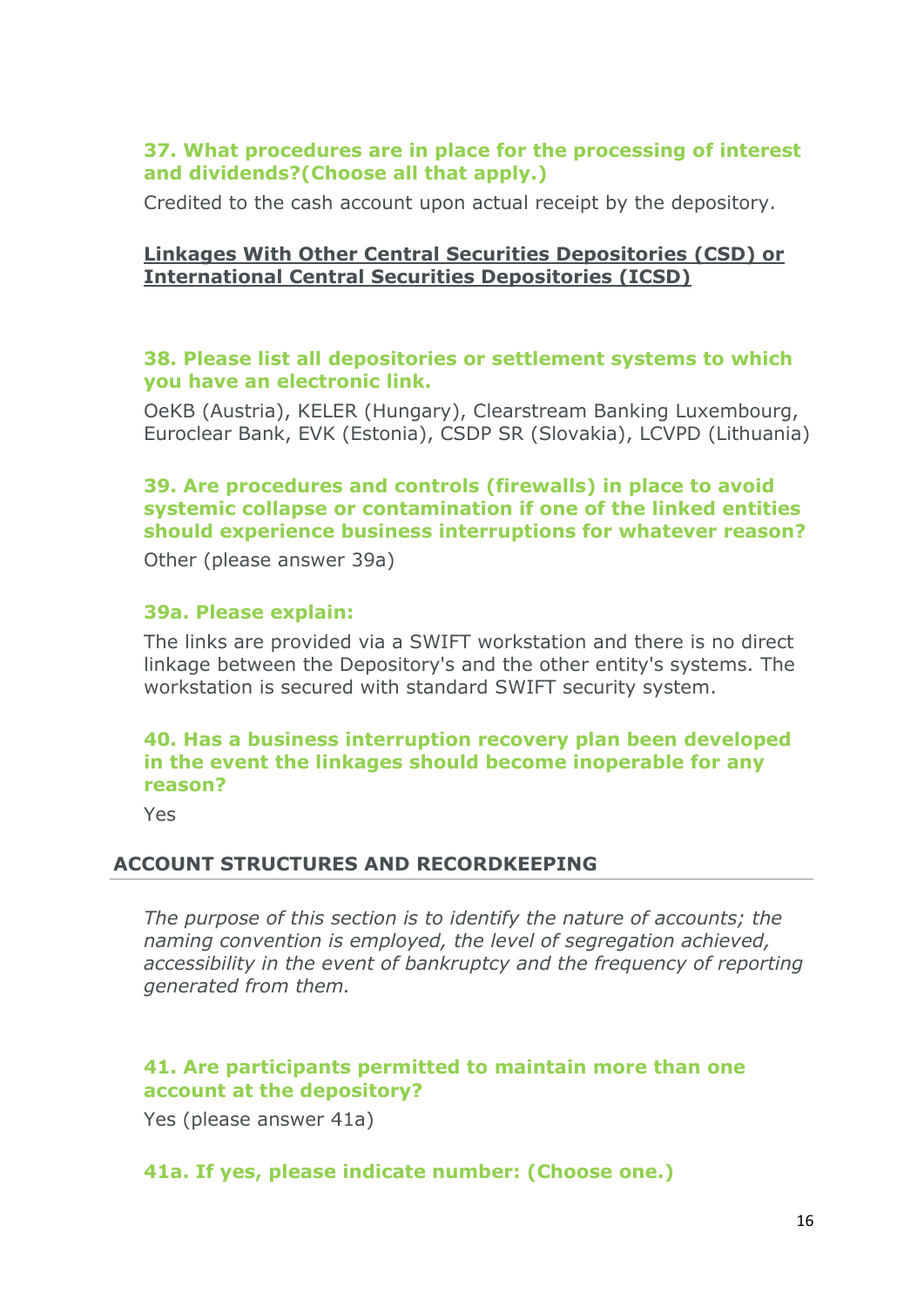### 37. What procedures are in place for the processing of interest and dividends?(Choose all that apply.)

Credited to the cash account upon actual receipt by the depository.

## Linkages With Other Central Securities Depositories (CSD) or International Central Securities Depositories (ICSD)

### 38. Please list all depositories or settlement systems to which you have an electronic link.

OeKB (Austria), KELER (Hungary), Clearstream Banking Luxembourg, Euroclear Bank, EVK (Estonia), CSDP SR (Slovakia), LCVPD (Lithuania)

### 39. Are procedures and controls (firewalls) in place to avoid systemic collapse or contamination if one of the linked entities should experience business interruptions for whatever reason?

Other (please answer 39a)

### 39a. Please explain:

The links are provided via a SWIFT workstation and there is no direct linkage between the Depository's and the other entity's systems. The workstation is secured with standard SWIFT security system.

### 40. Has a business interruption recovery plan been developed in the event the linkages should become inoperable for any reason?

Yes

## ACCOUNT STRUCTURES AND RECORDKEEPING

*The purpose of this section is to identify the nature of accounts; the naming convention is employed, the level of segregation achieved, accessibility in the event of bankruptcy and the frequency of reporting generated from them.*

### 41. Are participants permitted to maintain more than one account at the depository?

Yes (please answer 41a)

### 41a. If yes, please indicate number: (Choose one.)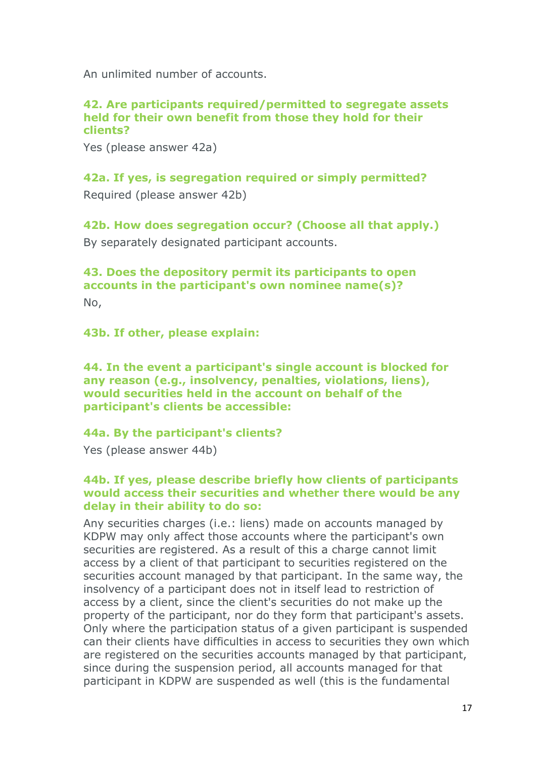An unlimited number of accounts.

**42. Are participants required/permitted to segregate assets held for their own benefit from those they hold for their clients?**

Yes (please answer 42a)

**42a. If yes, is segregation required or simply permitted?**

Required (please answer 42b)

**42b. How does segregation occur? (Choose all that apply.)**

By separately designated participant accounts.

**43. Does the depository permit its participants to open accounts in the participant's own nominee name(s)?**

No,

**43b. If other, please explain:**

**44. In the event a participant's single account is blocked for any reason (e.g., insolvency, penalties, violations, liens), would securities held in the account on behalf of the participant's clients be accessible:**

**44a. By the participant's clients?**

Yes (please answer 44b)

**44b. If yes, please describe briefly how clients of participants would access their securities and whether there would be any delay in their ability to do so:**

Any securities charges (i.e.: liens) made on accounts managed by KDPW may only affect those accounts where the participant's own securities are registered. As a result of this a charge cannot limit access by a client of that participant to securities registered on the securities account managed by that participant. In the same way, the insolvency of a participant does not in itself lead to restriction of access by a client, since the client's securities do not make up the property of the participant, nor do they form that participant's assets. Only where the participation status of a given participant is suspended can their clients have difficulties in access to securities they own which are registered on the securities accounts managed by that participant, since during the suspension period, all accounts managed for that participant in KDPW are suspended as well (this is the fundamental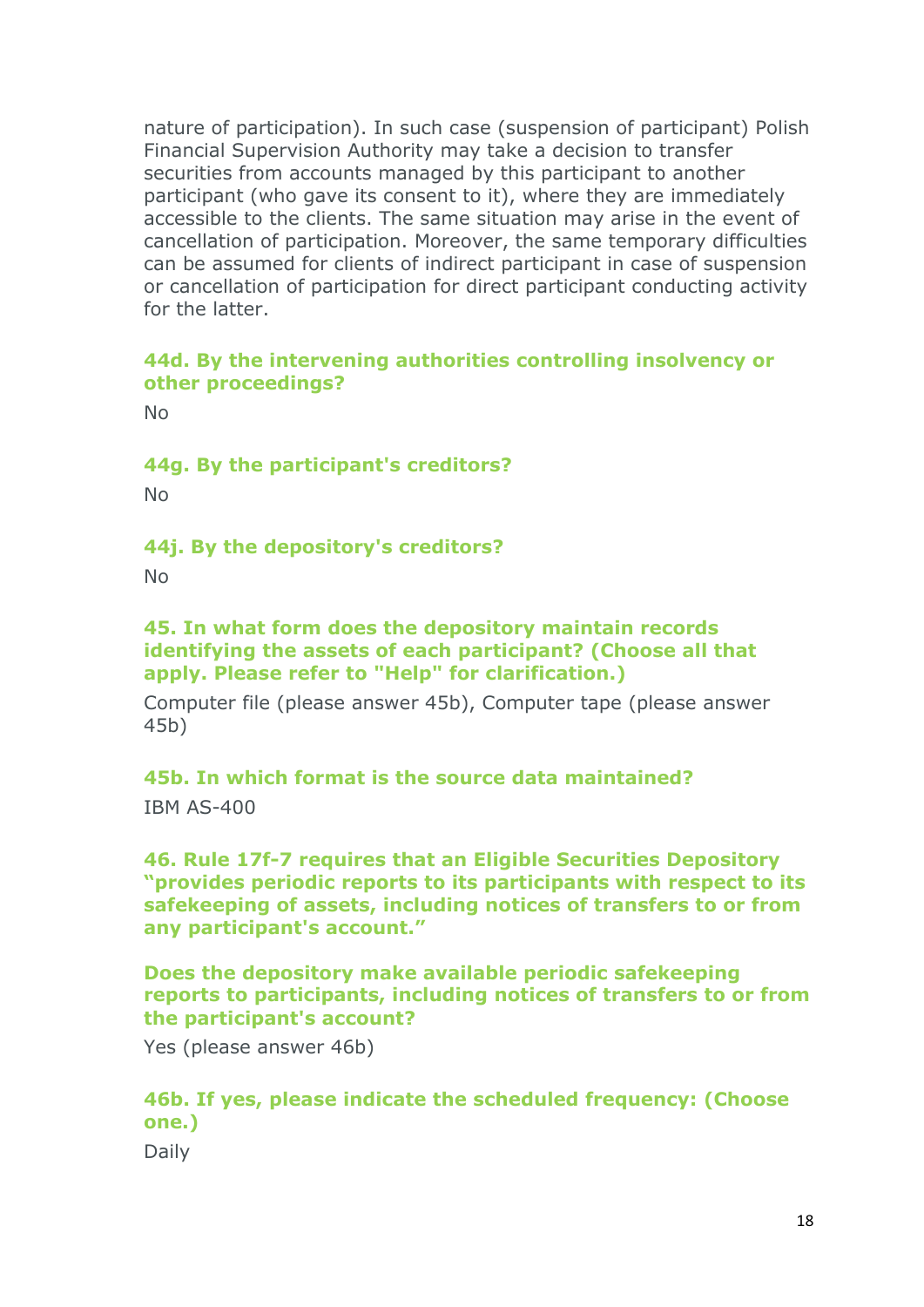nature of participation). In such case (suspension of participant) Polish Financial Supervision Authority may take a decision to transfer securities from accounts managed by this participant to another participant (who gave its consent to it), where they are immediately accessible to the clients. The same situation may arise in the event of cancellation of participation. Moreover, the same temporary difficulties can be assumed for clients of indirect participant in case of suspension or cancellation of participation for direct participant conducting activity for the latter.

### 44d. By the intervening authorities controlling insolvency or other proceedings?

No

### 44g. By the participant's creditors?

No

### 44j. By the depository's creditors?

No

### 45. In what form does the depository maintain records identifying the assets of each participant? (Choose all that apply. Please refer to "Help" for clarification.)

Computer file (please answer 45b), Computer tape (please answer 45b)

### 45b. In which format is the source data maintained?

IBM AS-400

### 46. Rule 17f-7 requires that an Eligible Securities Depository "provides periodic reports to its participants with respect to its safekeeping of assets, including notices of transfers to or from any participant's account."

### Does the depository make available periodic safekeeping reports to participants, including notices of transfers to or from the participant's account?

Yes (please answer 46b)

### 46b. If yes, please indicate the scheduled frequency: (Choose one.)

Daily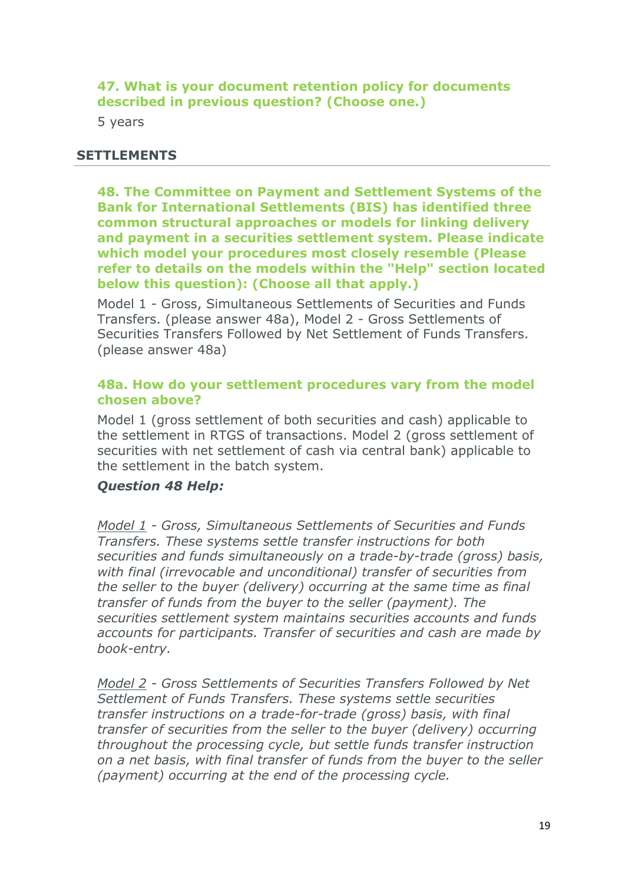**47. What is your document retention policy for documents described in previous question? (Choose one.)**

5 years

## SETTLEMENTS

**48. The Committee on Payment and Settlement Systems of the Bank for International Settlements (BIS) has identified three common structural approaches or models for linking delivery and payment in a securities settlement system. Please indicate which model your procedures most closely resemble (Please refer to details on the models within the "Help" section located below this question): (Choose all that apply.)**

Model 1 - Gross, Simultaneous Settlements of Securities and Funds Transfers. (please answer 48a), Model 2 - Gross Settlements of Securities Transfers Followed by Net Settlement of Funds Transfers. (please answer 48a)

**48a. How do your settlement procedures vary from the model chosen above?**

Model 1 (gross settlement of both securities and cash) applicable to the settlement in RTGS of transactions. Model 2 (gross settlement of securities with net settlement of cash via central bank) applicable to the settlement in the batch system.

***Question 48 Help:***

*Model 1 - Gross, Simultaneous Settlements of Securities and Funds Transfers. These systems settle transfer instructions for both securities and funds simultaneously on a trade-by-trade (gross) basis, with final (irrevocable and unconditional) transfer of securities from the seller to the buyer (delivery) occurring at the same time as final transfer of funds from the buyer to the seller (payment). The securities settlement system maintains securities accounts and funds accounts for participants. Transfer of securities and cash are made by book-entry.*

*Model 2 - Gross Settlements of Securities Transfers Followed by Net Settlement of Funds Transfers. These systems settle securities transfer instructions on a trade-for-trade (gross) basis, with final transfer of securities from the seller to the buyer (delivery) occurring throughout the processing cycle, but settle funds transfer instruction on a net basis, with final transfer of funds from the buyer to the seller (payment) occurring at the end of the processing cycle.*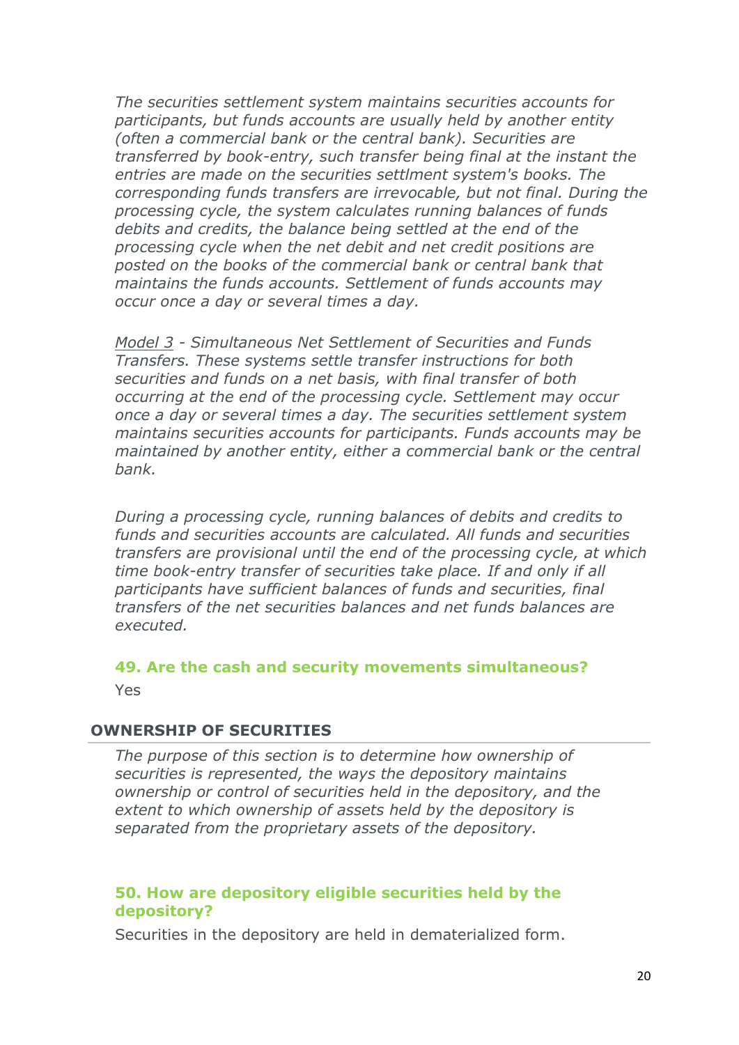*The securities settlement system maintains securities accounts for participants, but funds accounts are usually held by another entity (often a commercial bank or the central bank). Securities are transferred by book-entry, such transfer being final at the instant the entries are made on the securities settlment system's books. The corresponding funds transfers are irrevocable, but not final. During the processing cycle, the system calculates running balances of funds debits and credits, the balance being settled at the end of the processing cycle when the net debit and net credit positions are posted on the books of the commercial bank or central bank that maintains the funds accounts. Settlement of funds accounts may occur once a day or several times a day.*

*Model 3 - Simultaneous Net Settlement of Securities and Funds Transfers. These systems settle transfer instructions for both securities and funds on a net basis, with final transfer of both occurring at the end of the processing cycle. Settlement may occur once a day or several times a day. The securities settlement system maintains securities accounts for participants. Funds accounts may be maintained by another entity, either a commercial bank or the central bank.*

*During a processing cycle, running balances of debits and credits to funds and securities accounts are calculated. All funds and securities transfers are provisional until the end of the processing cycle, at which time book-entry transfer of securities take place. If and only if all participants have sufficient balances of funds and securities, final transfers of the net securities balances and net funds balances are executed.*

### 49. Are the cash and security movements simultaneous?

Yes

## OWNERSHIP OF SECURITIES

*The purpose of this section is to determine how ownership of securities is represented, the ways the depository maintains ownership or control of securities held in the depository, and the extent to which ownership of assets held by the depository is separated from the proprietary assets of the depository.*

### 50. How are depository eligible securities held by the depository?

Securities in the depository are held in dematerialized form.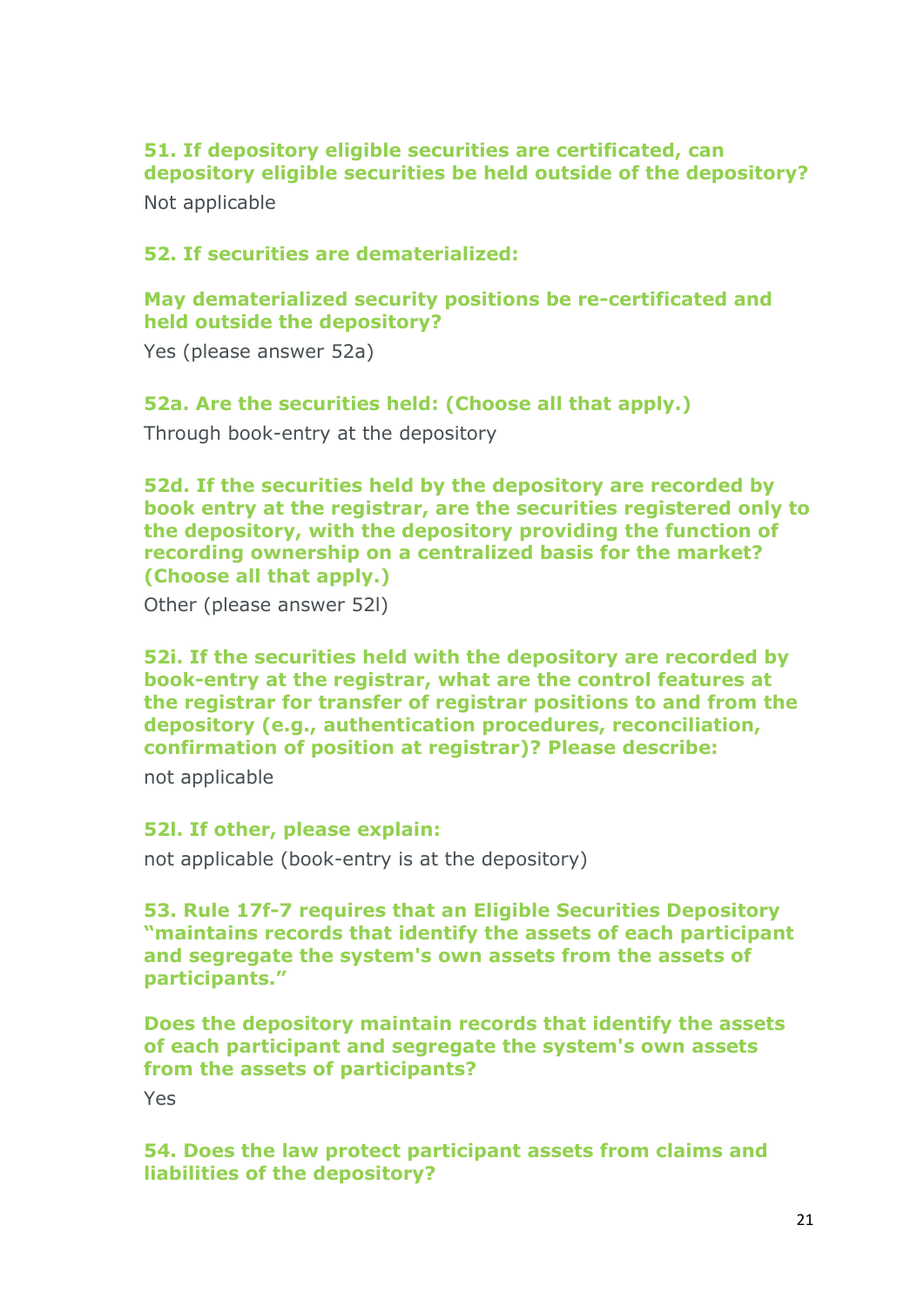**51. If depository eligible securities are certificated, can depository eligible securities be held outside of the depository?**

Not applicable

**52. If securities are dematerialized:**

**May dematerialized security positions be re-certificated and held outside the depository?**

Yes (please answer 52a)

**52a. Are the securities held: (Choose all that apply.)**

Through book-entry at the depository

**52d. If the securities held by the depository are recorded by book entry at the registrar, are the securities registered only to the depository, with the depository providing the function of recording ownership on a centralized basis for the market? (Choose all that apply.)**

Other (please answer 52l)

**52i. If the securities held with the depository are recorded by book-entry at the registrar, what are the control features at the registrar for transfer of registrar positions to and from the depository (e.g., authentication procedures, reconciliation, confirmation of position at registrar)? Please describe:**

not applicable

**52l. If other, please explain:**

not applicable (book-entry is at the depository)

**53. Rule 17f-7 requires that an Eligible Securities Depository "maintains records that identify the assets of each participant and segregate the system's own assets from the assets of participants."**

**Does the depository maintain records that identify the assets of each participant and segregate the system's own assets from the assets of participants?**

Yes

**54. Does the law protect participant assets from claims and liabilities of the depository?**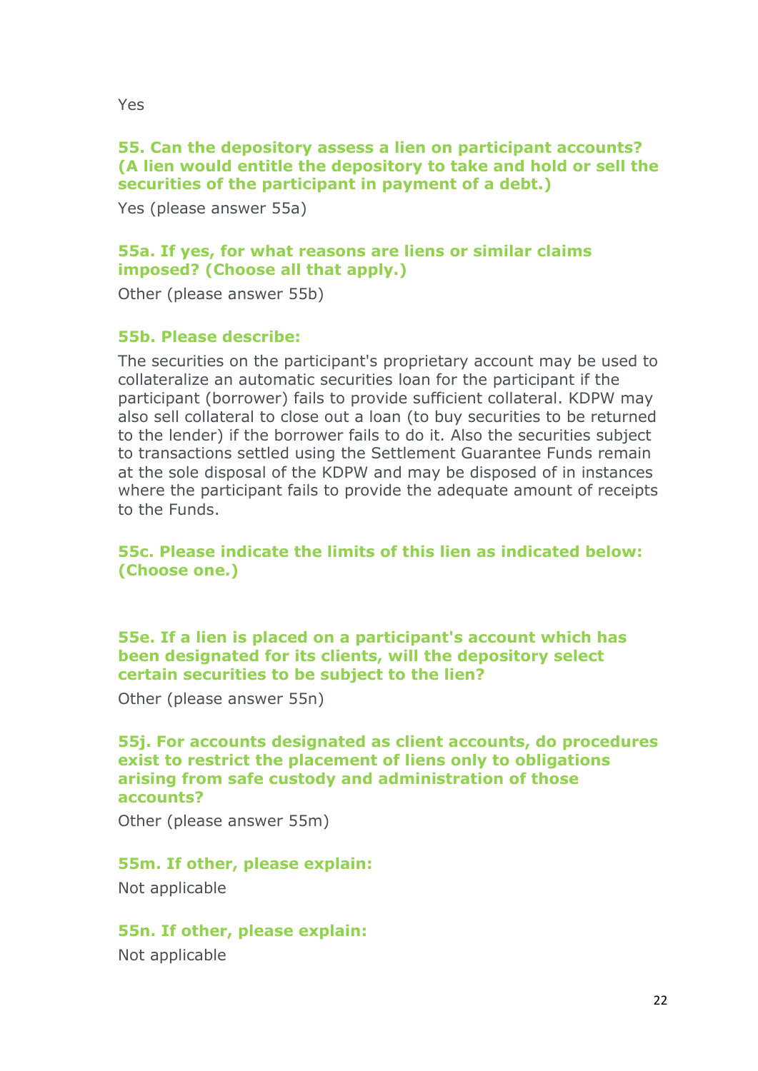Yes

**55. Can the depository assess a lien on participant accounts? (A lien would entitle the depository to take and hold or sell the securities of the participant in payment of a debt.)**

Yes (please answer 55a)

**55a. If yes, for what reasons are liens or similar claims imposed? (Choose all that apply.)**

Other (please answer 55b)

**55b. Please describe:**

The securities on the participant's proprietary account may be used to collateralize an automatic securities loan for the participant if the participant (borrower) fails to provide sufficient collateral. KDPW may also sell collateral to close out a loan (to buy securities to be returned to the lender) if the borrower fails to do it. Also the securities subject to transactions settled using the Settlement Guarantee Funds remain at the sole disposal of the KDPW and may be disposed of in instances where the participant fails to provide the adequate amount of receipts to the Funds.

**55c. Please indicate the limits of this lien as indicated below: (Choose one.)**

**55e. If a lien is placed on a participant's account which has been designated for its clients, will the depository select certain securities to be subject to the lien?**

Other (please answer 55n)

**55j. For accounts designated as client accounts, do procedures exist to restrict the placement of liens only to obligations arising from safe custody and administration of those accounts?**

Other (please answer 55m)

**55m. If other, please explain:**

Not applicable

**55n. If other, please explain:**

Not applicable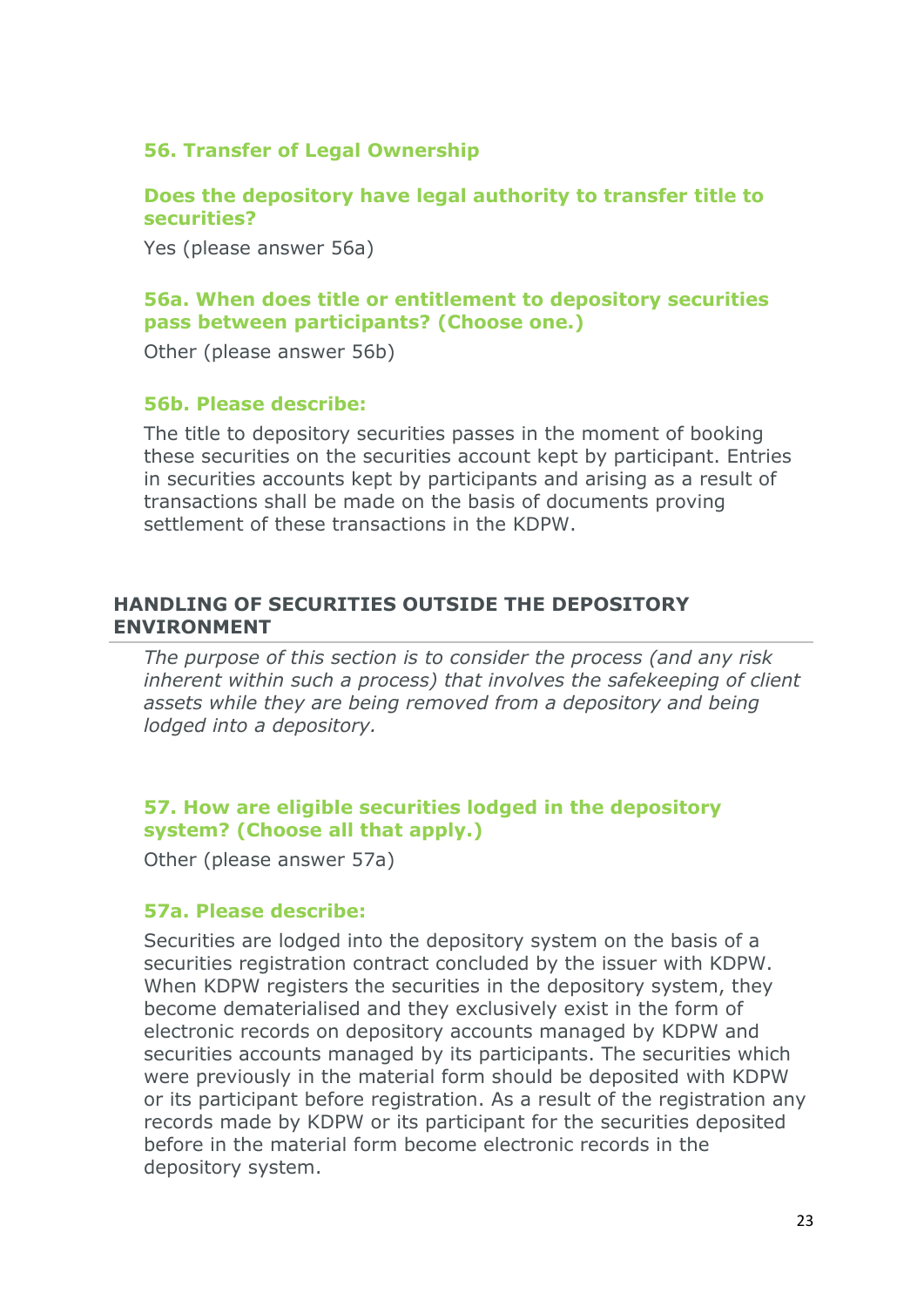### 56. Transfer of Legal Ownership

**Does the depository have legal authority to transfer title to securities?**

Yes (please answer 56a)

**56a. When does title or entitlement to depository securities pass between participants? (Choose one.)**

Other (please answer 56b)

**56b. Please describe:**

The title to depository securities passes in the moment of booking these securities on the securities account kept by participant. Entries in securities accounts kept by participants and arising as a result of transactions shall be made on the basis of documents proving settlement of these transactions in the KDPW.

## HANDLING OF SECURITIES OUTSIDE THE DEPOSITORY ENVIRONMENT

*The purpose of this section is to consider the process (and any risk inherent within such a process) that involves the safekeeping of client assets while they are being removed from a depository and being lodged into a depository.*

### 57. How are eligible securities lodged in the depository system? (Choose all that apply.)

Other (please answer 57a)

**57a. Please describe:**

Securities are lodged into the depository system on the basis of a securities registration contract concluded by the issuer with KDPW. When KDPW registers the securities in the depository system, they become dematerialised and they exclusively exist in the form of electronic records on depository accounts managed by KDPW and securities accounts managed by its participants. The securities which were previously in the material form should be deposited with KDPW or its participant before registration. As a result of the registration any records made by KDPW or its participant for the securities deposited before in the material form become electronic records in the depository system.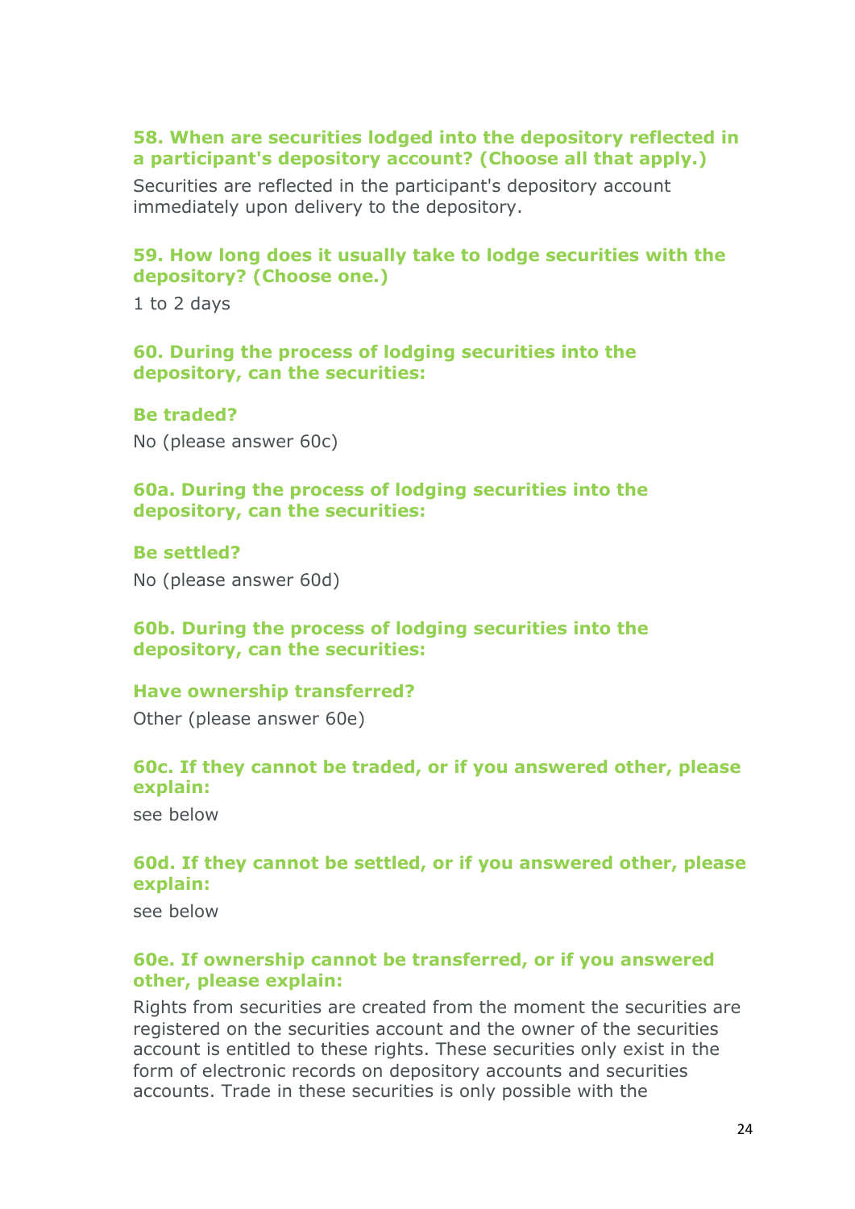**58. When are securities lodged into the depository reflected in a participant's depository account? (Choose all that apply.)**

Securities are reflected in the participant's depository account immediately upon delivery to the depository.

**59. How long does it usually take to lodge securities with the depository? (Choose one.)**

1 to 2 days

**60. During the process of lodging securities into the depository, can the securities:**

**Be traded?**

No (please answer 60c)

**60a. During the process of lodging securities into the depository, can the securities:**

**Be settled?**

No (please answer 60d)

**60b. During the process of lodging securities into the depository, can the securities:**

**Have ownership transferred?**

Other (please answer 60e)

**60c. If they cannot be traded, or if you answered other, please explain:**

see below

**60d. If they cannot be settled, or if you answered other, please explain:**

see below

**60e. If ownership cannot be transferred, or if you answered other, please explain:**

Rights from securities are created from the moment the securities are registered on the securities account and the owner of the securities account is entitled to these rights. These securities only exist in the form of electronic records on depository accounts and securities accounts. Trade in these securities is only possible with the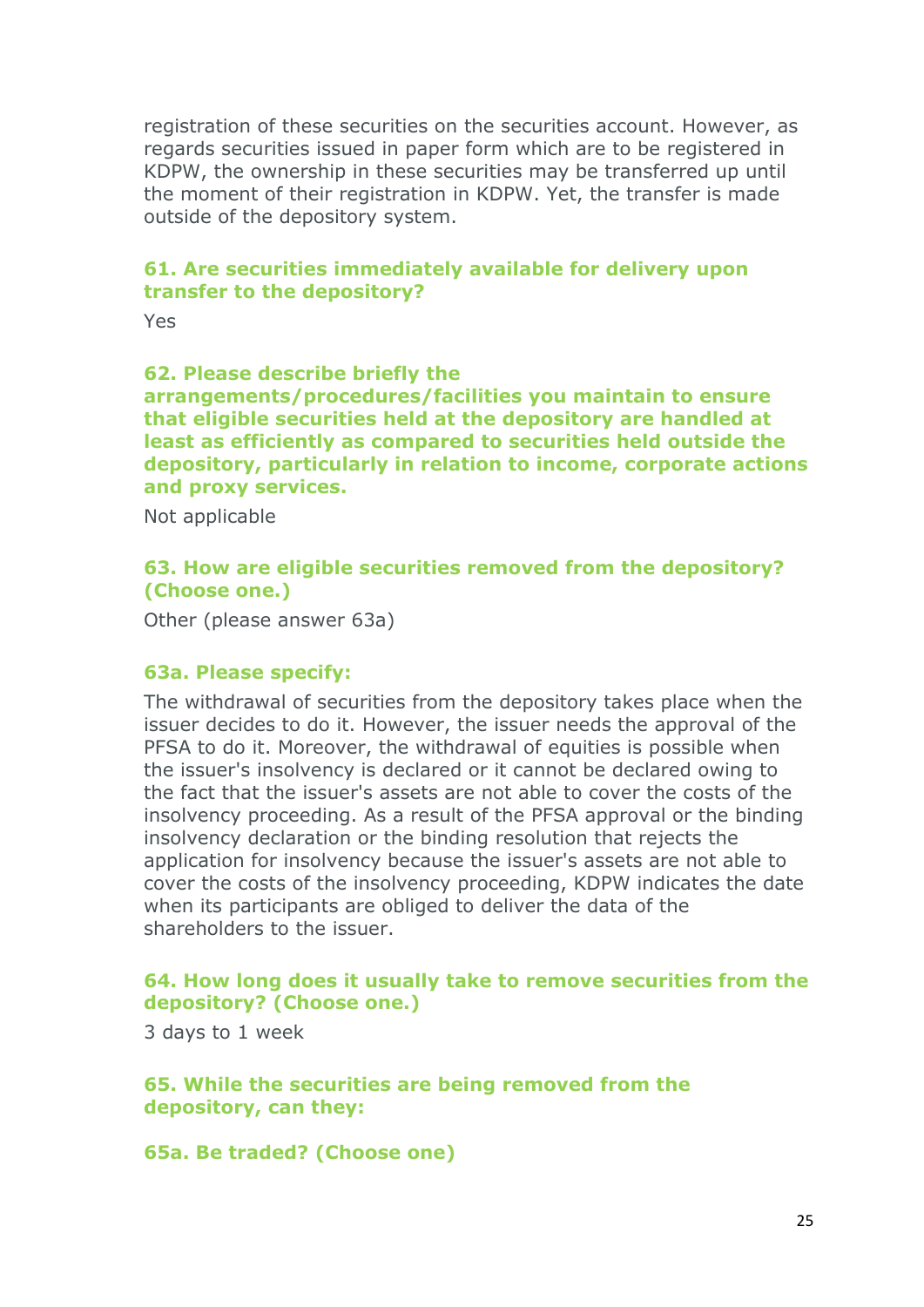registration of these securities on the securities account. However, as regards securities issued in paper form which are to be registered in KDPW, the ownership in these securities may be transferred up until the moment of their registration in KDPW. Yet, the transfer is made outside of the depository system.

### 61. Are securities immediately available for delivery upon transfer to the depository?

Yes

### 62. Please describe briefly the arrangements/procedures/facilities you maintain to ensure that eligible securities held at the depository are handled at least as efficiently as compared to securities held outside the depository, particularly in relation to income, corporate actions and proxy services.

Not applicable

### 63. How are eligible securities removed from the depository? (Choose one.)

Other (please answer 63a)

### 63a. Please specify:

The withdrawal of securities from the depository takes place when the issuer decides to do it. However, the issuer needs the approval of the PFSA to do it. Moreover, the withdrawal of equities is possible when the issuer's insolvency is declared or it cannot be declared owing to the fact that the issuer's assets are not able to cover the costs of the insolvency proceeding. As a result of the PFSA approval or the binding insolvency declaration or the binding resolution that rejects the application for insolvency because the issuer's assets are not able to cover the costs of the insolvency proceeding, KDPW indicates the date when its participants are obliged to deliver the data of the shareholders to the issuer.

### 64. How long does it usually take to remove securities from the depository? (Choose one.)

3 days to 1 week

### 65. While the securities are being removed from the depository, can they:

### 65a. Be traded? (Choose one)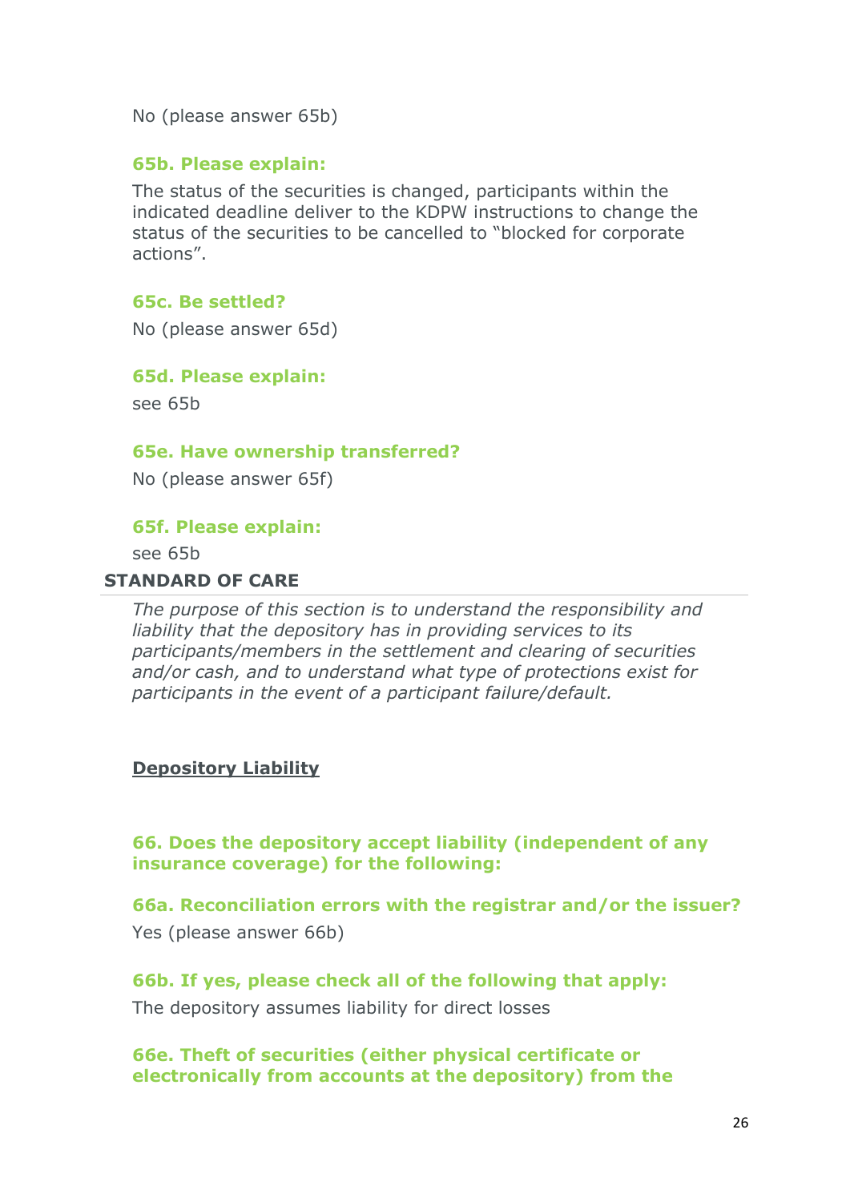No (please answer 65b)

**65b. Please explain:**

The status of the securities is changed, participants within the indicated deadline deliver to the KDPW instructions to change the status of the securities to be cancelled to "blocked for corporate actions".

**65c. Be settled?**

No (please answer 65d)

**65d. Please explain:**

see 65b

**65e. Have ownership transferred?**

No (please answer 65f)

**65f. Please explain:**

see 65b

## STANDARD OF CARE

*The purpose of this section is to understand the responsibility and liability that the depository has in providing services to its participants/members in the settlement and clearing of securities and/or cash, and to understand what type of protections exist for participants in the event of a participant failure/default.*

### Depository Liability

**66. Does the depository accept liability (independent of any insurance coverage) for the following:**

**66a. Reconciliation errors with the registrar and/or the issuer?**

Yes (please answer 66b)

**66b. If yes, please check all of the following that apply:**

The depository assumes liability for direct losses

**66e. Theft of securities (either physical certificate or electronically from accounts at the depository) from the**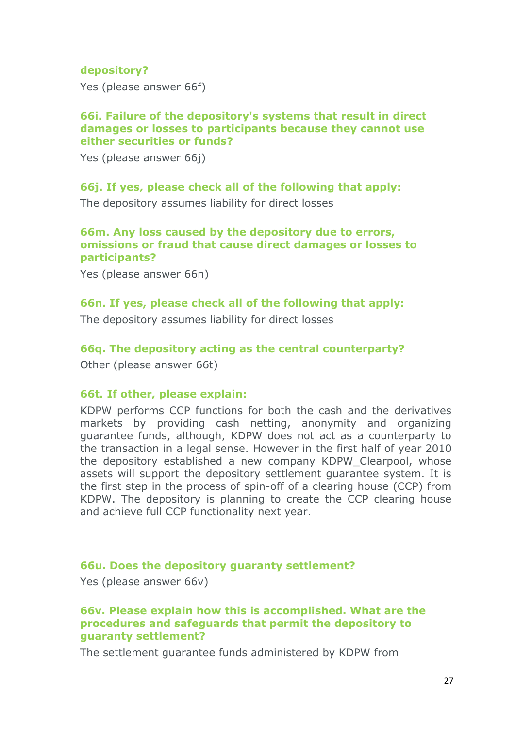**depository?**

Yes (please answer 66f)

**66i. Failure of the depository's systems that result in direct damages or losses to participants because they cannot use either securities or funds?**

Yes (please answer 66j)

**66j. If yes, please check all of the following that apply:**

The depository assumes liability for direct losses

**66m. Any loss caused by the depository due to errors, omissions or fraud that cause direct damages or losses to participants?**

Yes (please answer 66n)

**66n. If yes, please check all of the following that apply:**

The depository assumes liability for direct losses

**66q. The depository acting as the central counterparty?**

Other (please answer 66t)

**66t. If other, please explain:**

KDPW performs CCP functions for both the cash and the derivatives markets by providing cash netting, anonymity and organizing guarantee funds, although, KDPW does not act as a counterparty to the transaction in a legal sense. However in the first half of year 2010 the depository established a new company KDPW_Clearpool, whose assets will support the depository settlement guarantee system. It is the first step in the process of spin-off of a clearing house (CCP) from KDPW. The depository is planning to create the CCP clearing house and achieve full CCP functionality next year.

**66u. Does the depository guaranty settlement?**

Yes (please answer 66v)

**66v. Please explain how this is accomplished. What are the procedures and safeguards that permit the depository to guaranty settlement?**

The settlement guarantee funds administered by KDPW from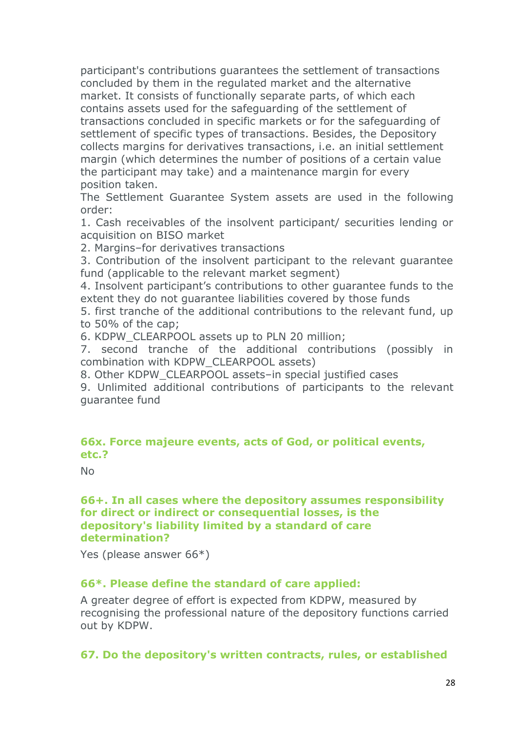participant's contributions guarantees the settlement of transactions concluded by them in the regulated market and the alternative market. It consists of functionally separate parts, of which each contains assets used for the safeguarding of the settlement of transactions concluded in specific markets or for the safeguarding of settlement of specific types of transactions. Besides, the Depository collects margins for derivatives transactions, i.e. an initial settlement margin (which determines the number of positions of a certain value the participant may take) and a maintenance margin for every position taken.

The Settlement Guarantee System assets are used in the following order:

1. Cash receivables of the insolvent participant/ securities lending or acquisition on BISO market
2. Margins–for derivatives transactions
3. Contribution of the insolvent participant to the relevant guarantee fund (applicable to the relevant market segment)
4. Insolvent participant's contributions to other guarantee funds to the extent they do not guarantee liabilities covered by those funds
5. first tranche of the additional contributions to the relevant fund, up to 50% of the cap;
6. KDPW_CLEARPOOL assets up to PLN 20 million;
7. second tranche of the additional contributions (possibly in combination with KDPW_CLEARPOOL assets)
8. Other KDPW_CLEARPOOL assets–in special justified cases
9. Unlimited additional contributions of participants to the relevant guarantee fund

### 66x. Force majeure events, acts of God, or political events, etc.?

No

### 66+. In all cases where the depository assumes responsibility for direct or indirect or consequential losses, is the depository's liability limited by a standard of care determination?

Yes (please answer 66*)

### 66*. Please define the standard of care applied:

A greater degree of effort is expected from KDPW, measured by recognising the professional nature of the depository functions carried out by KDPW.

### 67. Do the depository's written contracts, rules, or established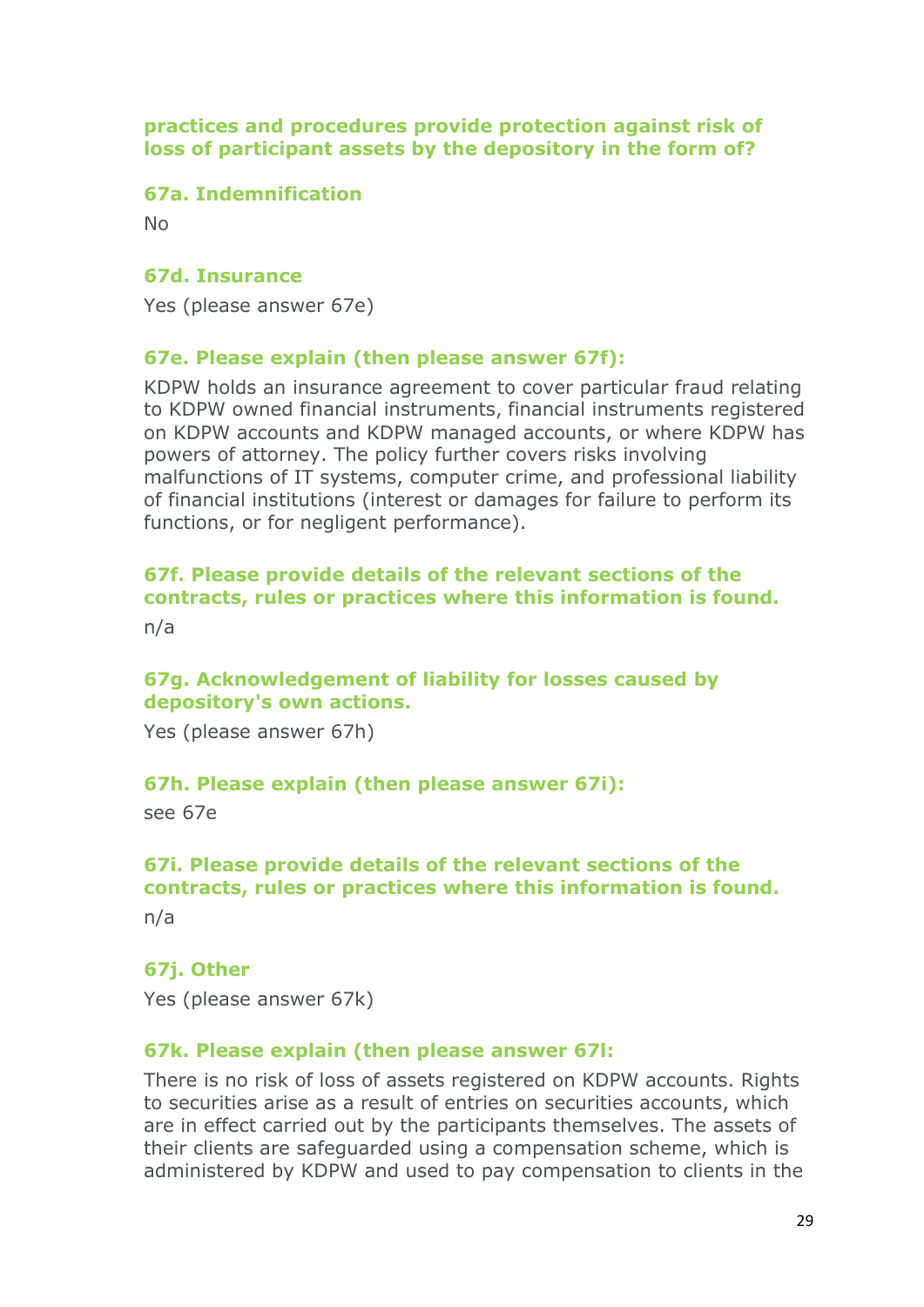**practices and procedures provide protection against risk of loss of participant assets by the depository in the form of?**

**67a. Indemnification**

No

**67d. Insurance**

Yes (please answer 67e)

**67e. Please explain (then please answer 67f):**

KDPW holds an insurance agreement to cover particular fraud relating to KDPW owned financial instruments, financial instruments registered on KDPW accounts and KDPW managed accounts, or where KDPW has powers of attorney. The policy further covers risks involving malfunctions of IT systems, computer crime, and professional liability of financial institutions (interest or damages for failure to perform its functions, or for negligent performance).

**67f. Please provide details of the relevant sections of the contracts, rules or practices where this information is found.**

n/a

**67g. Acknowledgement of liability for losses caused by depository's own actions.**

Yes (please answer 67h)

**67h. Please explain (then please answer 67i):**

see 67e

**67i. Please provide details of the relevant sections of the contracts, rules or practices where this information is found.**

n/a

**67j. Other**

Yes (please answer 67k)

**67k. Please explain (then please answer 67l:**

There is no risk of loss of assets registered on KDPW accounts. Rights to securities arise as a result of entries on securities accounts, which are in effect carried out by the participants themselves. The assets of their clients are safeguarded using a compensation scheme, which is administered by KDPW and used to pay compensation to clients in the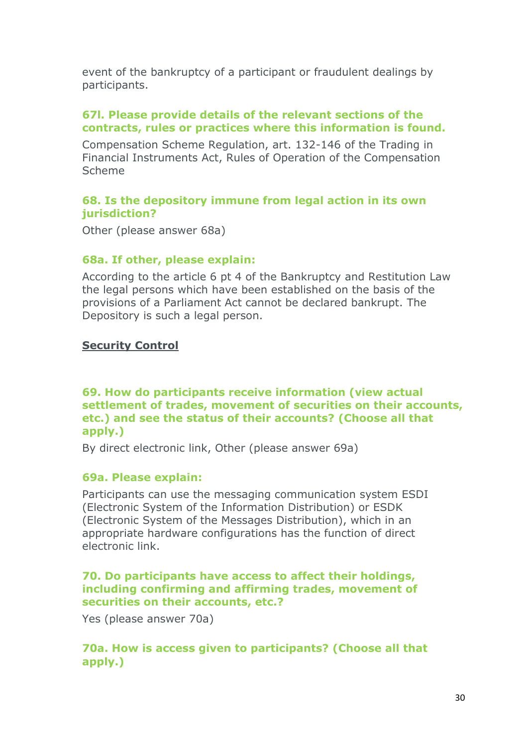event of the bankruptcy of a participant or fraudulent dealings by participants.

### 67l. Please provide details of the relevant sections of the contracts, rules or practices where this information is found.

Compensation Scheme Regulation, art. 132-146 of the Trading in Financial Instruments Act, Rules of Operation of the Compensation Scheme

### 68. Is the depository immune from legal action in its own jurisdiction?

Other (please answer 68a)

### 68a. If other, please explain:

According to the article 6 pt 4 of the Bankruptcy and Restitution Law the legal persons which have been established on the basis of the provisions of a Parliament Act cannot be declared bankrupt. The Depository is such a legal person.

## Security Control

### 69. How do participants receive information (view actual settlement of trades, movement of securities on their accounts, etc.) and see the status of their accounts? (Choose all that apply.)

By direct electronic link, Other (please answer 69a)

### 69a. Please explain:

Participants can use the messaging communication system ESDI (Electronic System of the Information Distribution) or ESDK (Electronic System of the Messages Distribution), which in an appropriate hardware configurations has the function of direct electronic link.

### 70. Do participants have access to affect their holdings, including confirming and affirming trades, movement of securities on their accounts, etc.?

Yes (please answer 70a)

### 70a. How is access given to participants? (Choose all that apply.)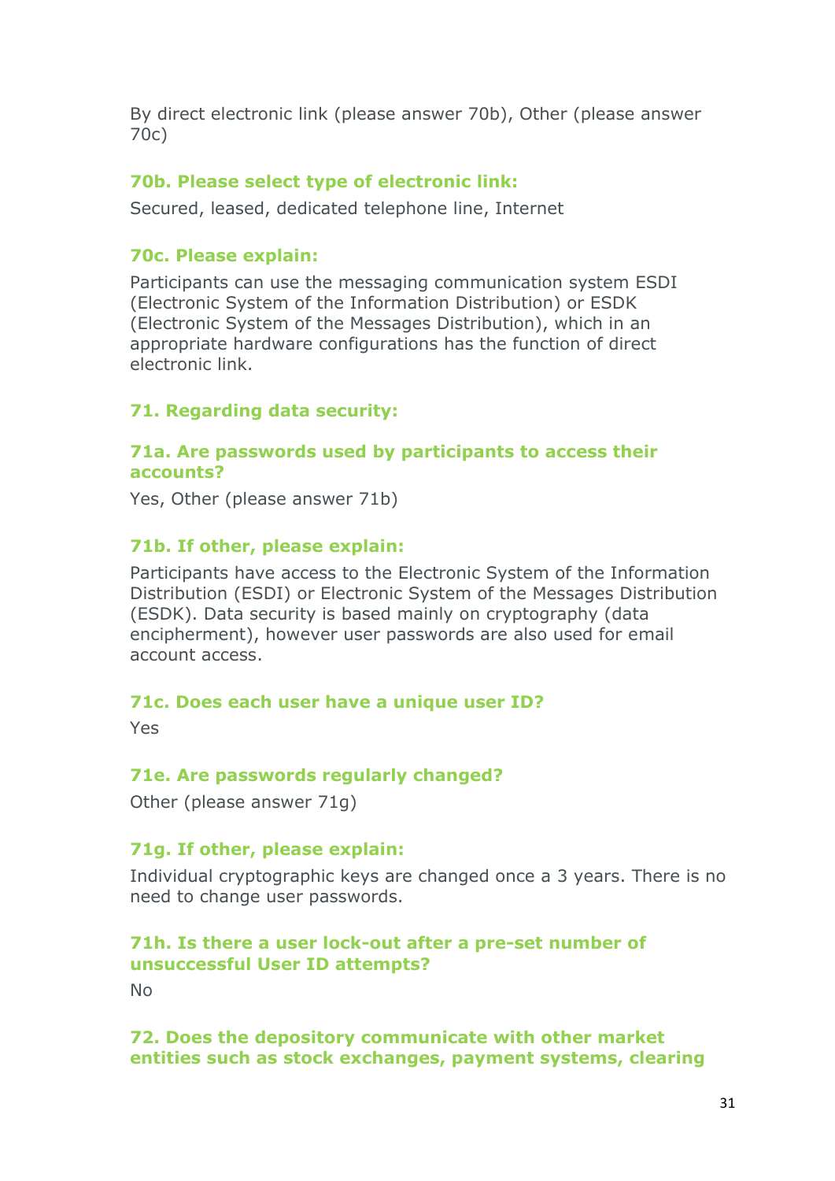By direct electronic link (please answer 70b), Other (please answer 70c)

### 70b. Please select type of electronic link:

Secured, leased, dedicated telephone line, Internet

### 70c. Please explain:

Participants can use the messaging communication system ESDI (Electronic System of the Information Distribution) or ESDK (Electronic System of the Messages Distribution), which in an appropriate hardware configurations has the function of direct electronic link.

### 71. Regarding data security:

### 71a. Are passwords used by participants to access their accounts?

Yes, Other (please answer 71b)

### 71b. If other, please explain:

Participants have access to the Electronic System of the Information Distribution (ESDI) or Electronic System of the Messages Distribution (ESDK). Data security is based mainly on cryptography (data encipherment), however user passwords are also used for email account access.

### 71c. Does each user have a unique user ID?

Yes

### 71e. Are passwords regularly changed?

Other (please answer 71g)

### 71g. If other, please explain:

Individual cryptographic keys are changed once a 3 years. There is no need to change user passwords.

### 71h. Is there a user lock-out after a pre-set number of unsuccessful User ID attempts?

No

### 72. Does the depository communicate with other market entities such as stock exchanges, payment systems, clearing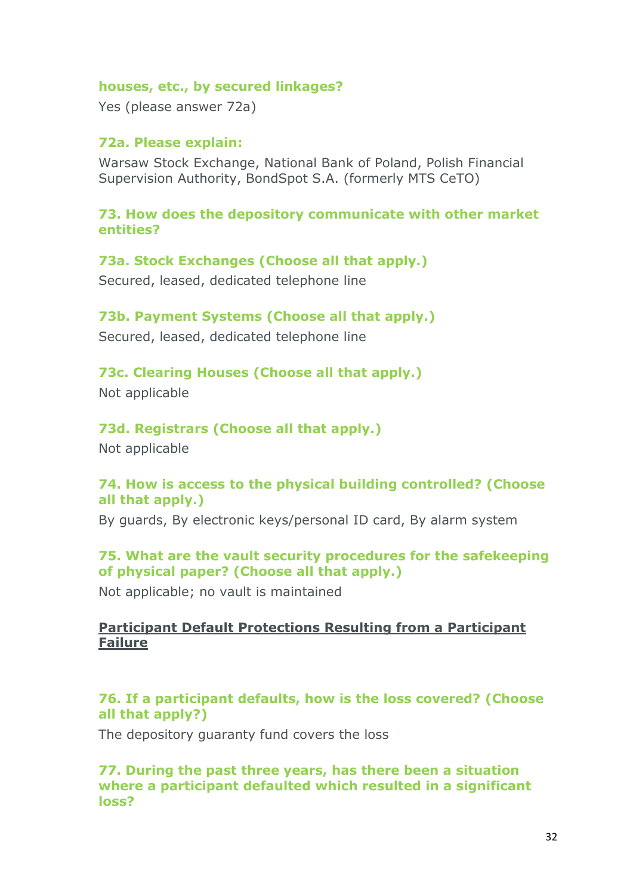**houses, etc., by secured linkages?**

Yes (please answer 72a)

**72a. Please explain:**

Warsaw Stock Exchange, National Bank of Poland, Polish Financial Supervision Authority, BondSpot S.A. (formerly MTS CeTO)

**73. How does the depository communicate with other market entities?**

**73a. Stock Exchanges (Choose all that apply.)**

Secured, leased, dedicated telephone line

**73b. Payment Systems (Choose all that apply.)**

Secured, leased, dedicated telephone line

**73c. Clearing Houses (Choose all that apply.)**

Not applicable

**73d. Registrars (Choose all that apply.)**

Not applicable

**74. How is access to the physical building controlled? (Choose all that apply.)**

By guards, By electronic keys/personal ID card, By alarm system

**75. What are the vault security procedures for the safekeeping of physical paper? (Choose all that apply.)**

Not applicable; no vault is maintained

## Participant Default Protections Resulting from a Participant Failure

**76. If a participant defaults, how is the loss covered? (Choose all that apply?)**

The depository guaranty fund covers the loss

**77. During the past three years, has there been a situation where a participant defaulted which resulted in a significant loss?**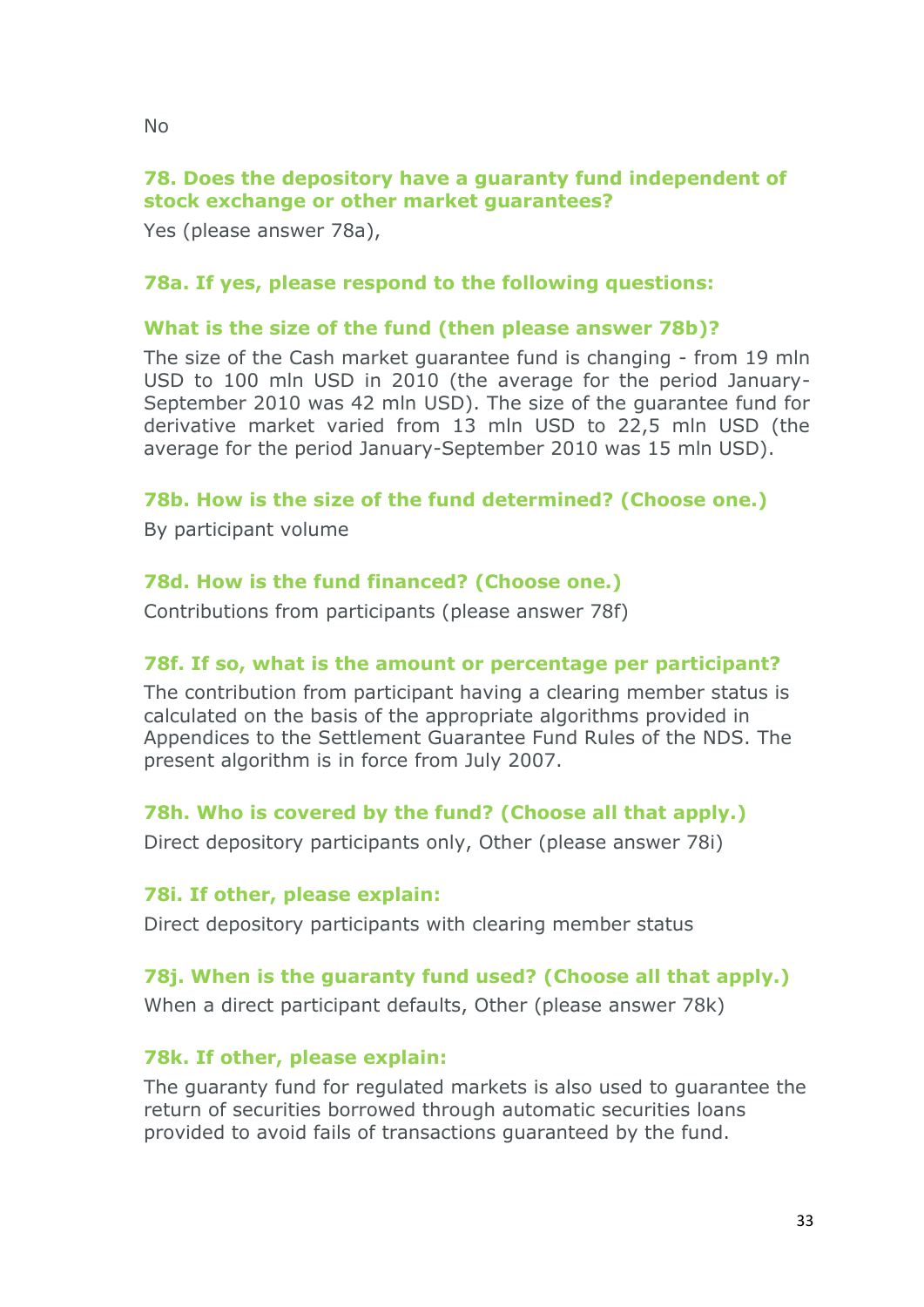No

**78. Does the depository have a guaranty fund independent of stock exchange or other market guarantees?**

Yes (please answer 78a),

**78a. If yes, please respond to the following questions:**

**What is the size of the fund (then please answer 78b)?**

The size of the Cash market guarantee fund is changing - from 19 mln USD to 100 mln USD in 2010 (the average for the period January-September 2010 was 42 mln USD). The size of the guarantee fund for derivative market varied from 13 mln USD to 22,5 mln USD (the average for the period January-September 2010 was 15 mln USD).

**78b. How is the size of the fund determined? (Choose one.)**

By participant volume

**78d. How is the fund financed? (Choose one.)**

Contributions from participants (please answer 78f)

**78f. If so, what is the amount or percentage per participant?**

The contribution from participant having a clearing member status is calculated on the basis of the appropriate algorithms provided in Appendices to the Settlement Guarantee Fund Rules of the NDS. The present algorithm is in force from July 2007.

**78h. Who is covered by the fund? (Choose all that apply.)**

Direct depository participants only, Other (please answer 78i)

**78i. If other, please explain:**

Direct depository participants with clearing member status

**78j. When is the guaranty fund used? (Choose all that apply.)**

When a direct participant defaults, Other (please answer 78k)

**78k. If other, please explain:**

The guaranty fund for regulated markets is also used to guarantee the return of securities borrowed through automatic securities loans provided to avoid fails of transactions guaranteed by the fund.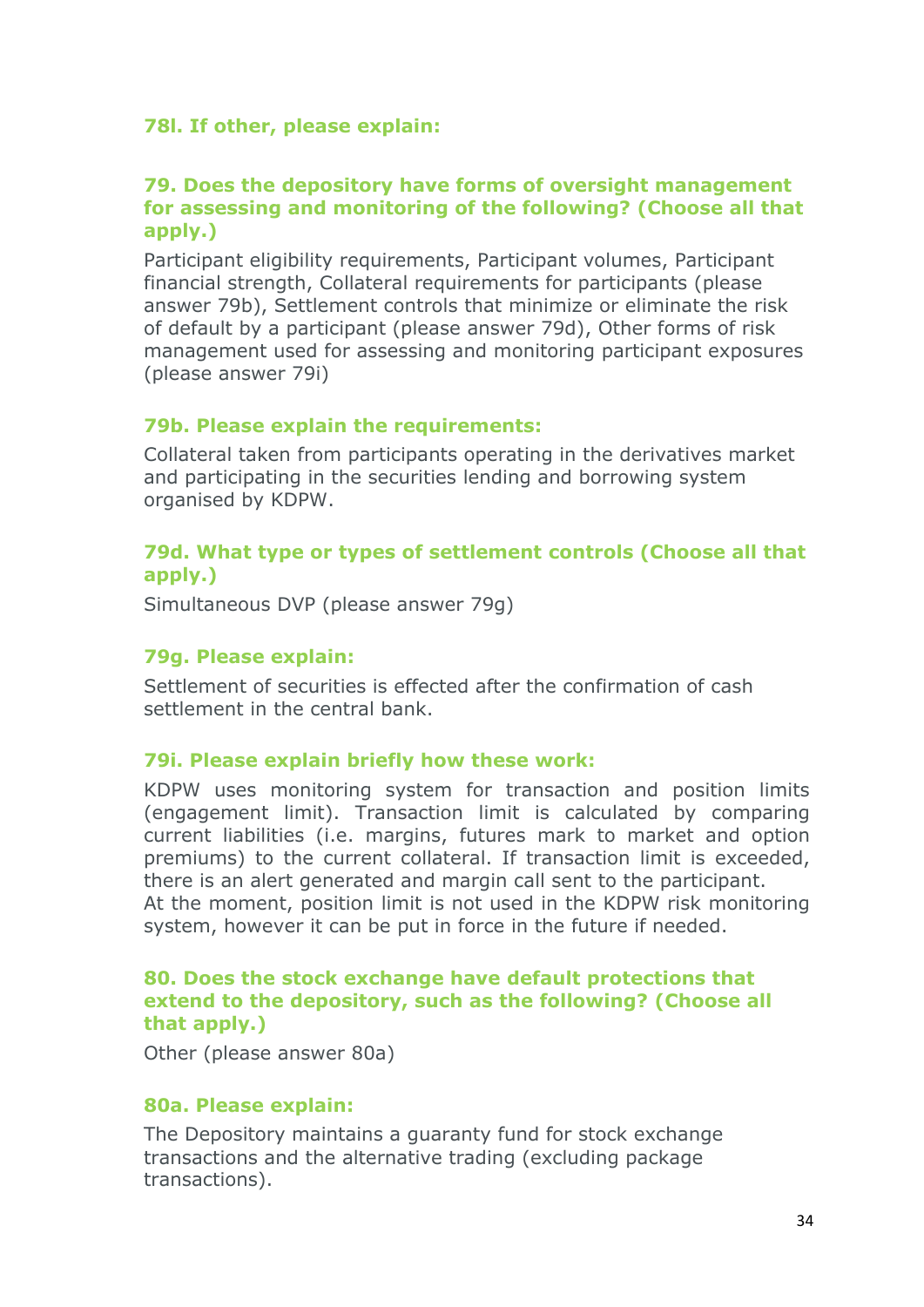**78l. If other, please explain:**

**79. Does the depository have forms of oversight management for assessing and monitoring of the following? (Choose all that apply.)**

Participant eligibility requirements, Participant volumes, Participant financial strength, Collateral requirements for participants (please answer 79b), Settlement controls that minimize or eliminate the risk of default by a participant (please answer 79d), Other forms of risk management used for assessing and monitoring participant exposures (please answer 79i)

**79b. Please explain the requirements:**

Collateral taken from participants operating in the derivatives market and participating in the securities lending and borrowing system organised by KDPW.

**79d. What type or types of settlement controls (Choose all that apply.)**

Simultaneous DVP (please answer 79g)

**79g. Please explain:**

Settlement of securities is effected after the confirmation of cash settlement in the central bank.

**79i. Please explain briefly how these work:**

KDPW uses monitoring system for transaction and position limits (engagement limit). Transaction limit is calculated by comparing current liabilities (i.e. margins, futures mark to market and option premiums) to the current collateral. If transaction limit is exceeded, there is an alert generated and margin call sent to the participant.
At the moment, position limit is not used in the KDPW risk monitoring system, however it can be put in force in the future if needed.

**80. Does the stock exchange have default protections that extend to the depository, such as the following? (Choose all that apply.)**

Other (please answer 80a)

**80a. Please explain:**

The Depository maintains a guaranty fund for stock exchange transactions and the alternative trading (excluding package transactions).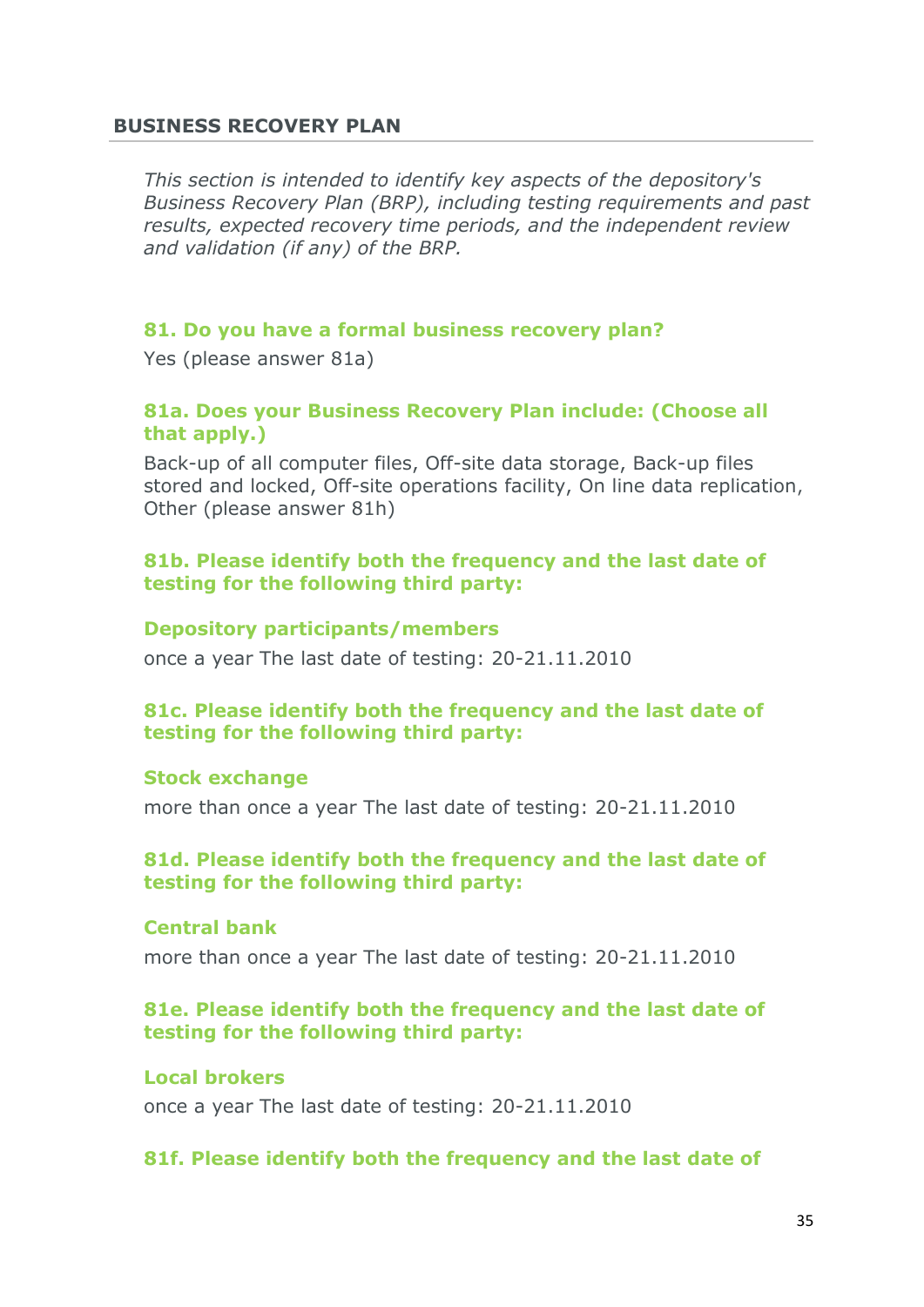## BUSINESS RECOVERY PLAN

*This section is intended to identify key aspects of the depository's Business Recovery Plan (BRP), including testing requirements and past results, expected recovery time periods, and the independent review and validation (if any) of the BRP.*

### 81. Do you have a formal business recovery plan?

Yes (please answer 81a)

### 81a. Does your Business Recovery Plan include: (Choose all that apply.)

Back-up of all computer files, Off-site data storage, Back-up files stored and locked, Off-site operations facility, On line data replication, Other (please answer 81h)

### 81b. Please identify both the frequency and the last date of testing for the following third party:

#### Depository participants/members

once a year The last date of testing: 20-21.11.2010

### 81c. Please identify both the frequency and the last date of testing for the following third party:

#### Stock exchange

more than once a year The last date of testing: 20-21.11.2010

### 81d. Please identify both the frequency and the last date of testing for the following third party:

#### Central bank

more than once a year The last date of testing: 20-21.11.2010

### 81e. Please identify both the frequency and the last date of testing for the following third party:

#### Local brokers

once a year The last date of testing: 20-21.11.2010

### 81f. Please identify both the frequency and the last date of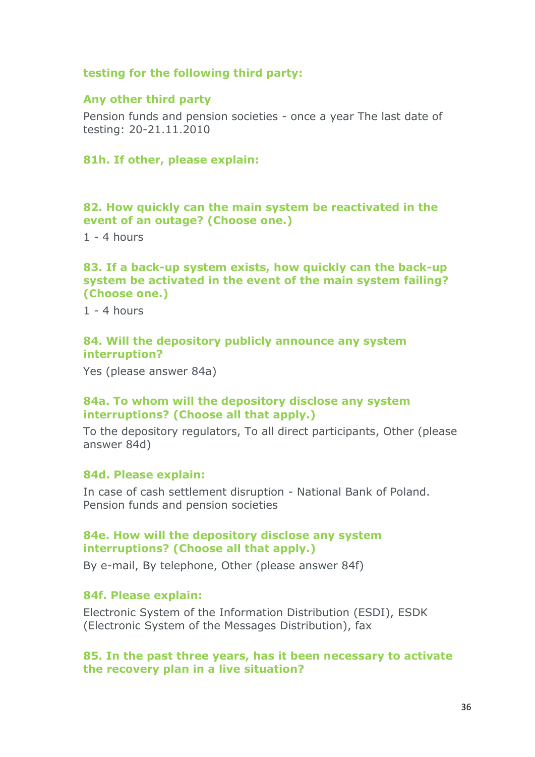**testing for the following third party:**

**Any other third party**

Pension funds and pension societies - once a year The last date of testing: 20-21.11.2010

**81h. If other, please explain:**

**82. How quickly can the main system be reactivated in the event of an outage? (Choose one.)**

1 - 4 hours

**83. If a back-up system exists, how quickly can the back-up system be activated in the event of the main system failing? (Choose one.)**

1 - 4 hours

**84. Will the depository publicly announce any system interruption?**

Yes (please answer 84a)

**84a. To whom will the depository disclose any system interruptions? (Choose all that apply.)**

To the depository regulators, To all direct participants, Other (please answer 84d)

**84d. Please explain:**

In case of cash settlement disruption - National Bank of Poland. Pension funds and pension societies

**84e. How will the depository disclose any system interruptions? (Choose all that apply.)**

By e-mail, By telephone, Other (please answer 84f)

**84f. Please explain:**

Electronic System of the Information Distribution (ESDI), ESDK (Electronic System of the Messages Distribution), fax

**85. In the past three years, has it been necessary to activate the recovery plan in a live situation?**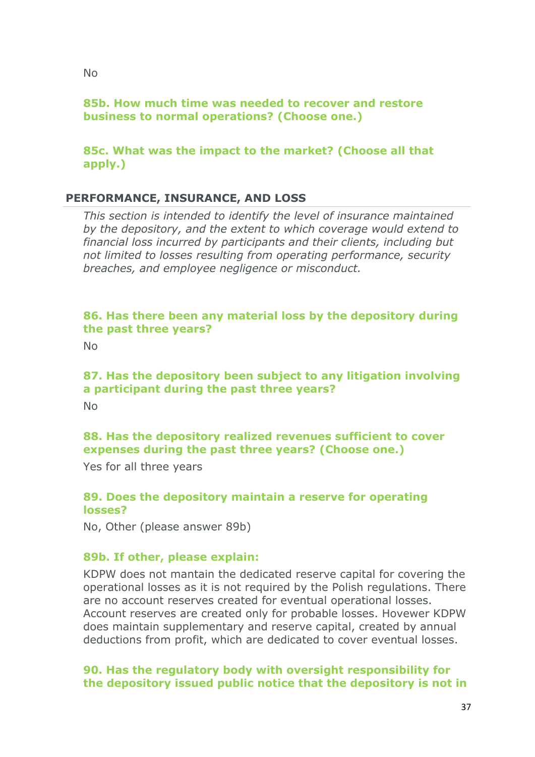No

### 85b. How much time was needed to recover and restore business to normal operations? (Choose one.)

### 85c. What was the impact to the market? (Choose all that apply.)

## PERFORMANCE, INSURANCE, AND LOSS

*This section is intended to identify the level of insurance maintained by the depository, and the extent to which coverage would extend to financial loss incurred by participants and their clients, including but not limited to losses resulting from operating performance, security breaches, and employee negligence or misconduct.*

### 86. Has there been any material loss by the depository during the past three years?

No

### 87. Has the depository been subject to any litigation involving a participant during the past three years?

No

### 88. Has the depository realized revenues sufficient to cover expenses during the past three years? (Choose one.)

Yes for all three years

### 89. Does the depository maintain a reserve for operating losses?

No, Other (please answer 89b)

### 89b. If other, please explain:

KDPW does not mantain the dedicated reserve capital for covering the operational losses as it is not required by the Polish regulations. There are no account reserves created for eventual operational losses. Account reserves are created only for probable losses. Hovewer KDPW does maintain supplementary and reserve capital, created by annual deductions from profit, which are dedicated to cover eventual losses.

### 90. Has the regulatory body with oversight responsibility for the depository issued public notice that the depository is not in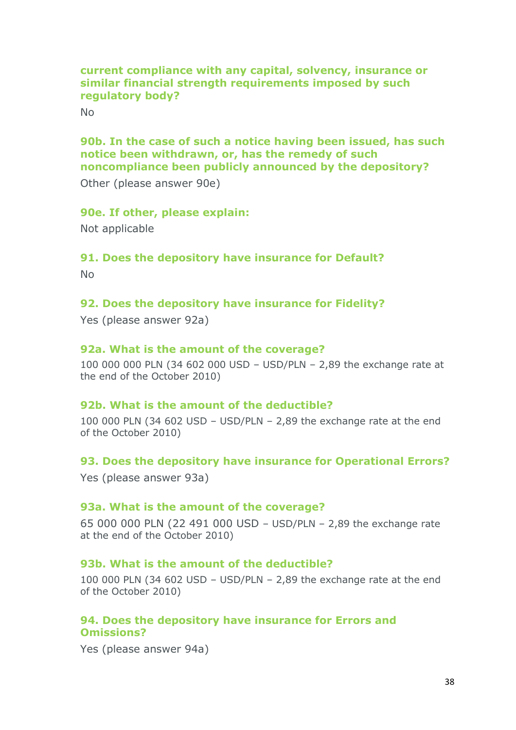**current compliance with any capital, solvency, insurance or similar financial strength requirements imposed by such regulatory body?**

No

**90b. In the case of such a notice having been issued, has such notice been withdrawn, or, has the remedy of such noncompliance been publicly announced by the depository?**

Other (please answer 90e)

**90e. If other, please explain:**

Not applicable

**91. Does the depository have insurance for Default?**

No

**92. Does the depository have insurance for Fidelity?**

Yes (please answer 92a)

**92a. What is the amount of the coverage?**

100 000 000 PLN (34 602 000 USD – USD/PLN – 2,89 the exchange rate at the end of the October 2010)

**92b. What is the amount of the deductible?**

100 000 PLN (34 602 USD – USD/PLN – 2,89 the exchange rate at the end of the October 2010)

**93. Does the depository have insurance for Operational Errors?**

Yes (please answer 93a)

**93a. What is the amount of the coverage?**

65 000 000 PLN (22 491 000 USD – USD/PLN – 2,89 the exchange rate at the end of the October 2010)

**93b. What is the amount of the deductible?**

100 000 PLN (34 602 USD – USD/PLN – 2,89 the exchange rate at the end of the October 2010)

**94. Does the depository have insurance for Errors and Omissions?**

Yes (please answer 94a)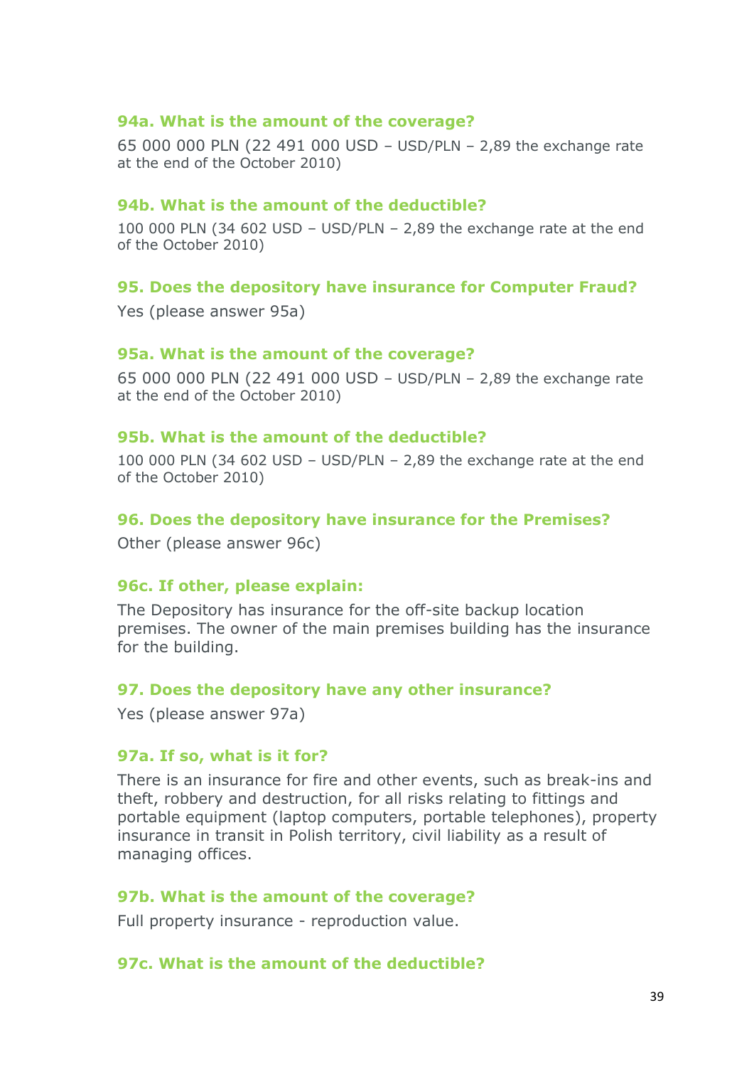### 94a. What is the amount of the coverage?

65 000 000 PLN (22 491 000 USD – USD/PLN – 2,89 the exchange rate at the end of the October 2010)

### 94b. What is the amount of the deductible?

100 000 PLN (34 602 USD – USD/PLN – 2,89 the exchange rate at the end of the October 2010)

### 95. Does the depository have insurance for Computer Fraud?

Yes (please answer 95a)

### 95a. What is the amount of the coverage?

65 000 000 PLN (22 491 000 USD – USD/PLN – 2,89 the exchange rate at the end of the October 2010)

### 95b. What is the amount of the deductible?

100 000 PLN (34 602 USD – USD/PLN – 2,89 the exchange rate at the end of the October 2010)

### 96. Does the depository have insurance for the Premises?

Other (please answer 96c)

### 96c. If other, please explain:

The Depository has insurance for the off-site backup location premises. The owner of the main premises building has the insurance for the building.

### 97. Does the depository have any other insurance?

Yes (please answer 97a)

### 97a. If so, what is it for?

There is an insurance for fire and other events, such as break-ins and theft, robbery and destruction, for all risks relating to fittings and portable equipment (laptop computers, portable telephones), property insurance in transit in Polish territory, civil liability as a result of managing offices.

### 97b. What is the amount of the coverage?

Full property insurance - reproduction value.

### 97c. What is the amount of the deductible?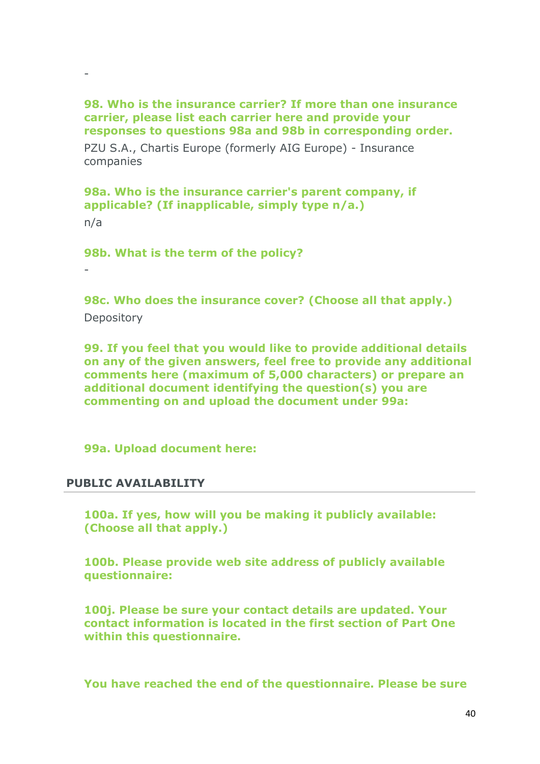-

**98. Who is the insurance carrier? If more than one insurance carrier, please list each carrier here and provide your responses to questions 98a and 98b in corresponding order.**

PZU S.A., Chartis Europe (formerly AIG Europe) - Insurance companies

**98a. Who is the insurance carrier's parent company, if applicable? (If inapplicable, simply type n/a.)**

n/a

**98b. What is the term of the policy?**

-

**98c. Who does the insurance cover? (Choose all that apply.)**

Depository

**99. If you feel that you would like to provide additional details on any of the given answers, feel free to provide any additional comments here (maximum of 5,000 characters) or prepare an additional document identifying the question(s) you are commenting on and upload the document under 99a:**

**99a. Upload document here:**

## PUBLIC AVAILABILITY

**100a. If yes, how will you be making it publicly available: (Choose all that apply.)**

**100b. Please provide web site address of publicly available questionnaire:**

**100j. Please be sure your contact details are updated. Your contact information is located in the first section of Part One within this questionnaire.**

**You have reached the end of the questionnaire. Please be sure**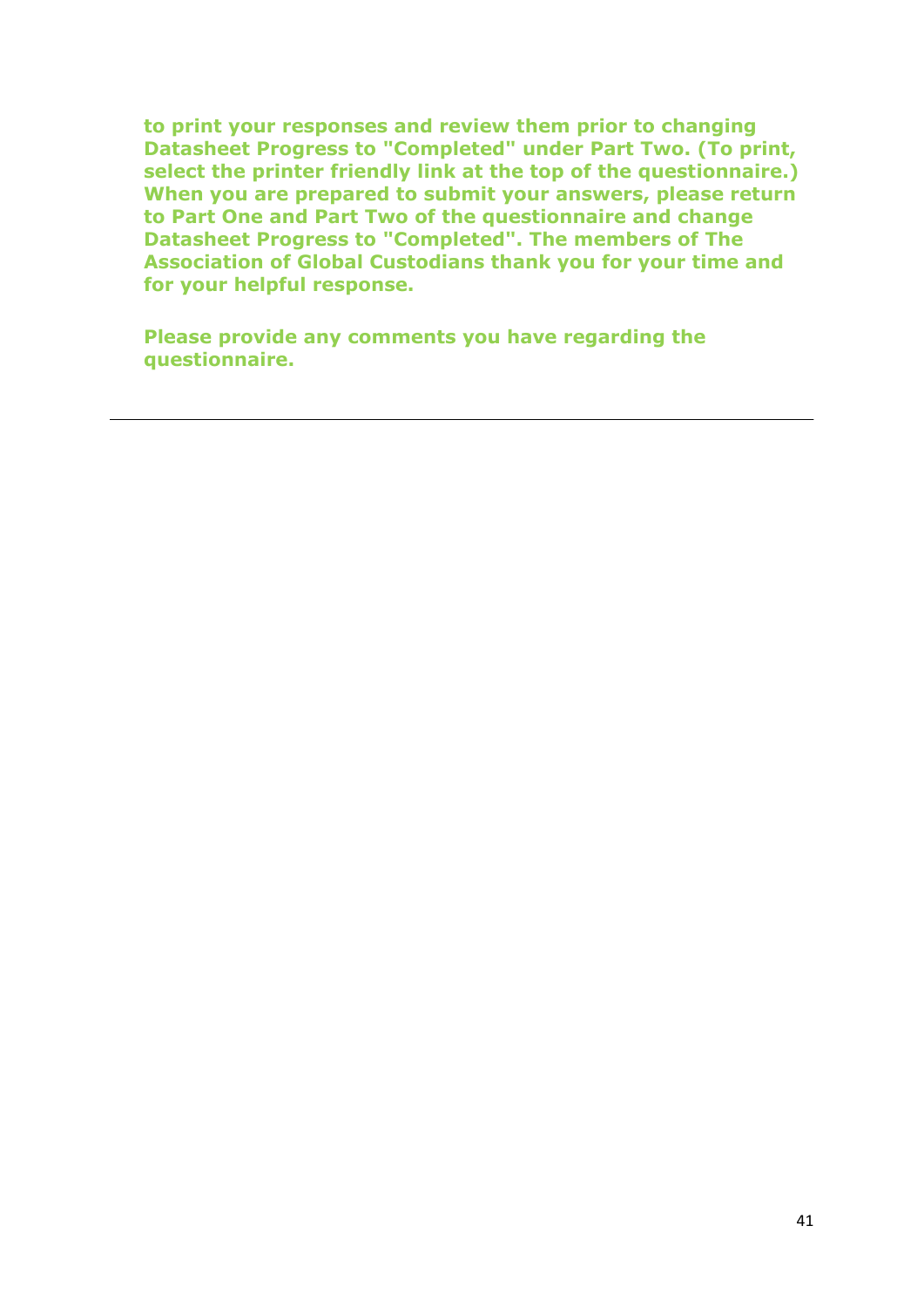**to print your responses and review them prior to changing Datasheet Progress to "Completed" under Part Two. (To print, select the printer friendly link at the top of the questionnaire.) When you are prepared to submit your answers, please return to Part One and Part Two of the questionnaire and change Datasheet Progress to "Completed". The members of The Association of Global Custodians thank you for your time and for your helpful response.**

**Please provide any comments you have regarding the questionnaire.**

---